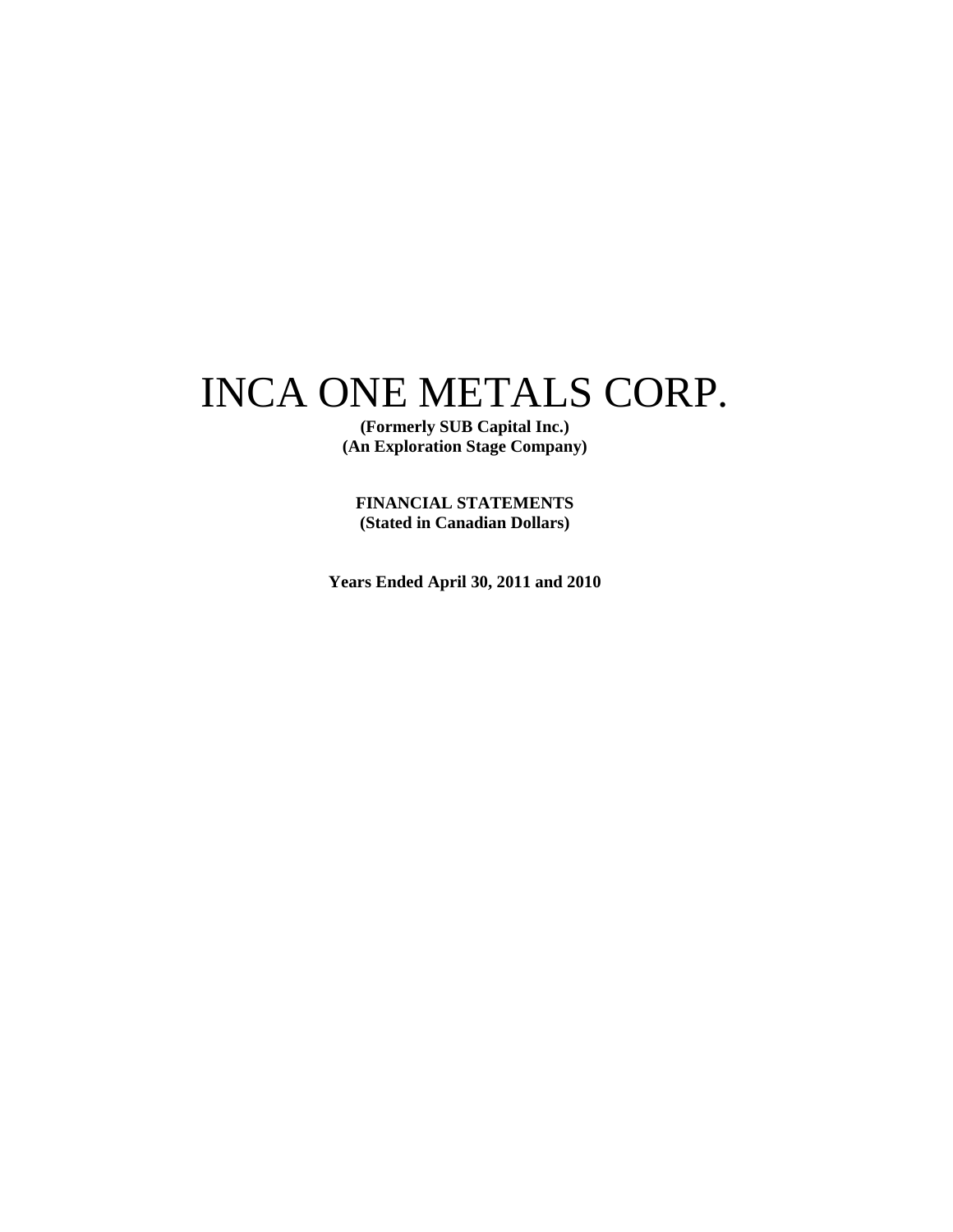# INCA ONE METALS CORP.

**(Formerly SUB Capital Inc.)**
**(An Exploration Stage Company)**

**FINANCIAL STATEMENTS**
**(Stated in Canadian Dollars)**

**Years Ended April 30, 2011 and 2010**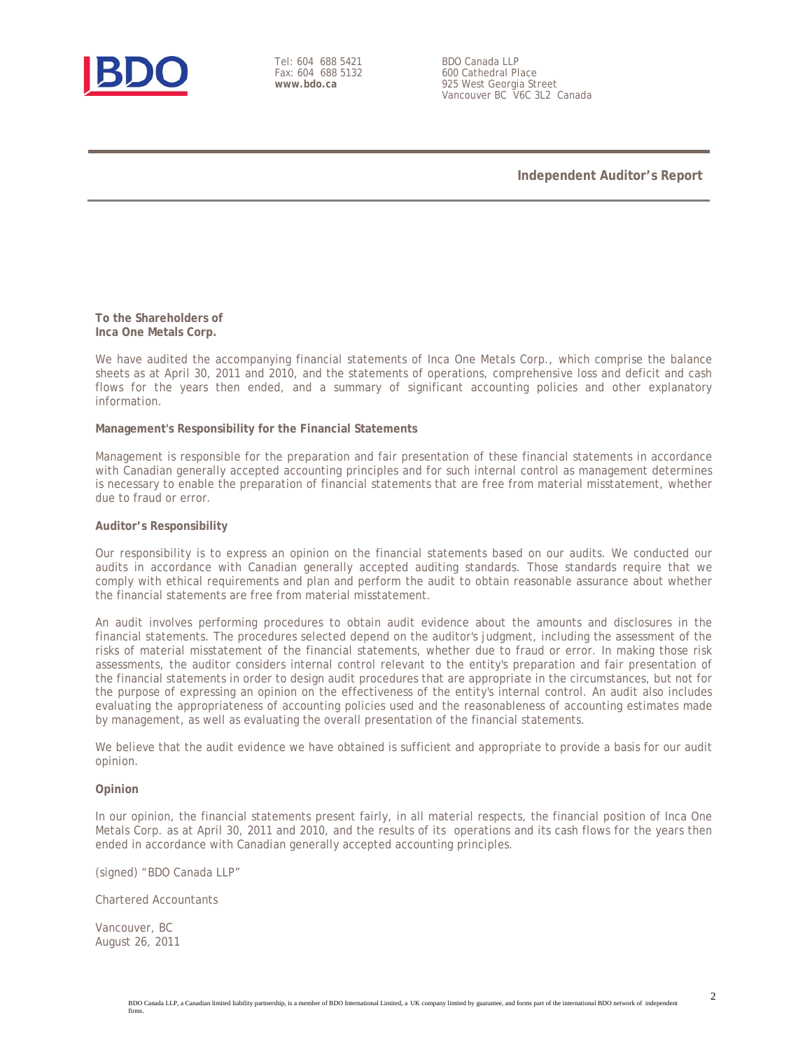Tel: 604 688 5421
Fax: 604 688 5132
**www.bdo.ca**

BDO Canada LLP
600 Cathedral Place
925 West Georgia Street
Vancouver BC V6C 3L2 Canada

## Independent Auditor's Report

**To the Shareholders of**
**Inca One Metals Corp.**

We have audited the accompanying financial statements of Inca One Metals Corp., which comprise the balance sheets as at April 30, 2011 and 2010, and the statements of operations, comprehensive loss and deficit and cash flows for the years then ended, and a summary of significant accounting policies and other explanatory information.

**Management's Responsibility for the Financial Statements**

Management is responsible for the preparation and fair presentation of these financial statements in accordance with Canadian generally accepted accounting principles and for such internal control as management determines is necessary to enable the preparation of financial statements that are free from material misstatement, whether due to fraud or error.

**Auditor's Responsibility**

Our responsibility is to express an opinion on the financial statements based on our audits. We conducted our audits in accordance with Canadian generally accepted auditing standards. Those standards require that we comply with ethical requirements and plan and perform the audit to obtain reasonable assurance about whether the financial statements are free from material misstatement.

An audit involves performing procedures to obtain audit evidence about the amounts and disclosures in the financial statements. The procedures selected depend on the auditor's judgment, including the assessment of the risks of material misstatement of the financial statements, whether due to fraud or error. In making those risk assessments, the auditor considers internal control relevant to the entity's preparation and fair presentation of the financial statements in order to design audit procedures that are appropriate in the circumstances, but not for the purpose of expressing an opinion on the effectiveness of the entity's internal control. An audit also includes evaluating the appropriateness of accounting policies used and the reasonableness of accounting estimates made by management, as well as evaluating the overall presentation of the financial statements.

We believe that the audit evidence we have obtained is sufficient and appropriate to provide a basis for our audit opinion.

**Opinion**

In our opinion, the financial statements present fairly, in all material respects, the financial position of Inca One Metals Corp. as at April 30, 2011 and 2010, and the results of its operations and its cash flows for the years then ended in accordance with Canadian generally accepted accounting principles.

(signed) "BDO Canada LLP"

Chartered Accountants

Vancouver, BC
August 26, 2011

BDO Canada LLP, a Canadian limited liability partnership, is a member of BDO International Limited, a UK company limited by guarantee, and forms part of the international BDO network of independent firms.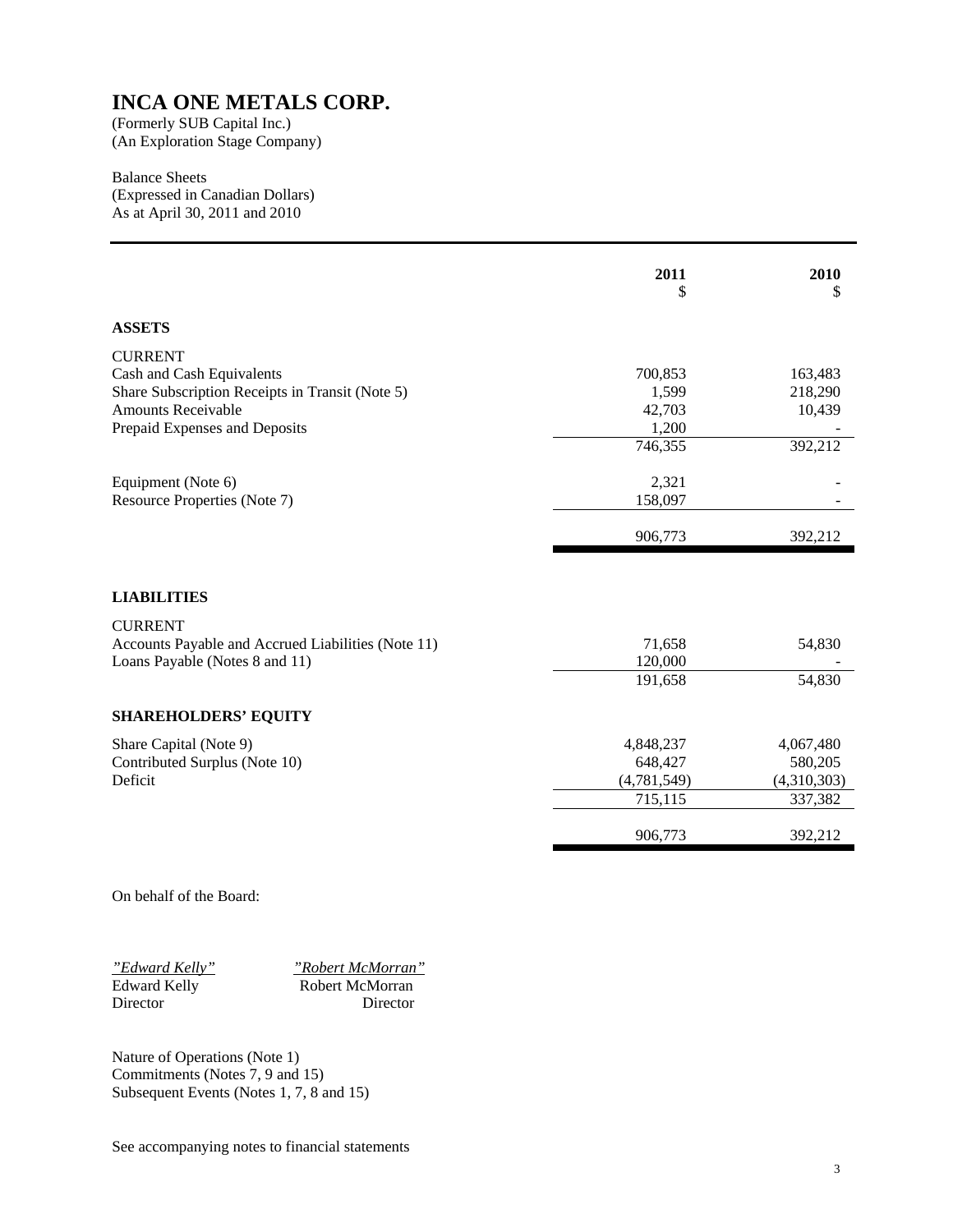# INCA ONE METALS CORP.

(Formerly SUB Capital Inc.)
(An Exploration Stage Company)

Balance Sheets
(Expressed in Canadian Dollars)
As at April 30, 2011 and 2010

| | 2011<br>$ | 2010<br>$ |
|---|---|---|
| **ASSETS** | | |
| CURRENT | | |
| Cash and Cash Equivalents | 700,853 | 163,483 |
| Share Subscription Receipts in Transit (Note 5) | 1,599 | 218,290 |
| Amounts Receivable | 42,703 | 10,439 |
| Prepaid Expenses and Deposits | 1,200 | - |
| | 746,355 | 392,212 |
| Equipment (Note 6) | 2,321 | - |
| Resource Properties (Note 7) | 158,097 | - |
| | 906,773 | 392,212 |
| **LIABILITIES** | | |
| CURRENT | | |
| Accounts Payable and Accrued Liabilities (Note 11) | 71,658 | 54,830 |
| Loans Payable (Notes 8 and 11) | 120,000 | - |
| | 191,658 | 54,830 |
| **SHAREHOLDERS' EQUITY** | | |
| Share Capital (Note 9) | 4,848,237 | 4,067,480 |
| Contributed Surplus (Note 10) | 648,427 | 580,205 |
| Deficit | (4,781,549) | (4,310,303) |
| | 715,115 | 337,382 |
| | 906,773 | 392,212 |

On behalf of the Board:

| *"Edward Kelly"* | *"Robert McMorran"* |
|---|---|
| Edward Kelly | Robert McMorran |
| Director | Director |

Nature of Operations (Note 1)
Commitments (Notes 7, 9 and 15)
Subsequent Events (Notes 1, 7, 8 and 15)

See accompanying notes to financial statements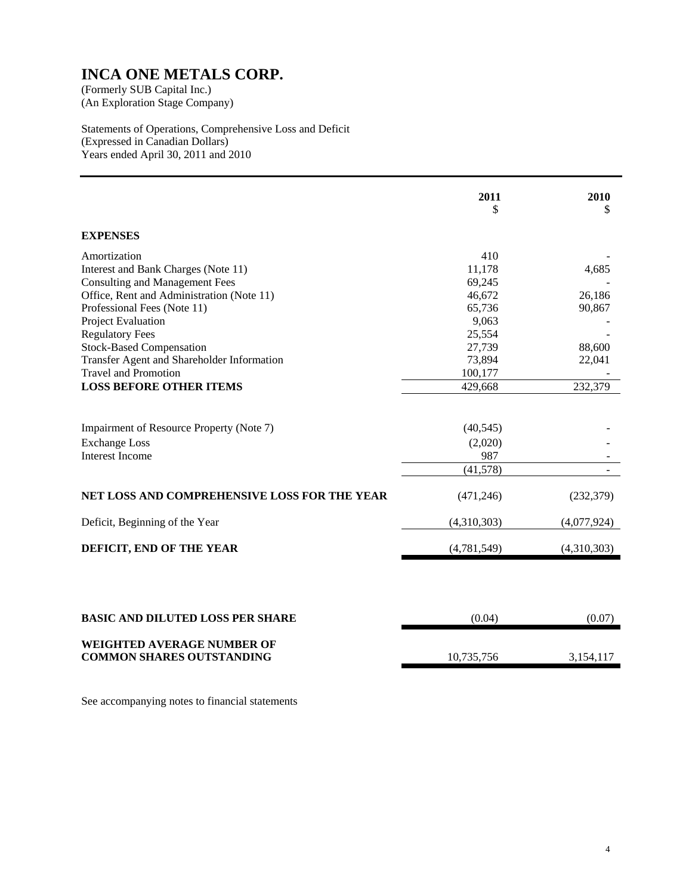# INCA ONE METALS CORP.

(Formerly SUB Capital Inc.)
(An Exploration Stage Company)

Statements of Operations, Comprehensive Loss and Deficit
(Expressed in Canadian Dollars)
Years ended April 30, 2011 and 2010

| | 2011<br>$ | 2010<br>$ |
|---|---|---|
| **EXPENSES** | | |
| Amortization | 410 | - |
| Interest and Bank Charges (Note 11) | 11,178 | 4,685 |
| Consulting and Management Fees | 69,245 | - |
| Office, Rent and Administration (Note 11) | 46,672 | 26,186 |
| Professional Fees (Note 11) | 65,736 | 90,867 |
| Project Evaluation | 9,063 | - |
| Regulatory Fees | 25,554 | - |
| Stock-Based Compensation | 27,739 | 88,600 |
| Transfer Agent and Shareholder Information | 73,894 | 22,041 |
| Travel and Promotion | 100,177 | - |
| **LOSS BEFORE OTHER ITEMS** | 429,668 | 232,379 |
| | | |
| Impairment of Resource Property (Note 7) | (40,545) | - |
| Exchange Loss | (2,020) | - |
| Interest Income | 987 | - |
| | (41,578) | - |
| | | |
| **NET LOSS AND COMPREHENSIVE LOSS FOR THE YEAR** | (471,246) | (232,379) |
| | | |
| Deficit, Beginning of the Year | (4,310,303) | (4,077,924) |
| | | |
| **DEFICIT, END OF THE YEAR** | (4,781,549) | (4,310,303) |
| | | |
| **BASIC AND DILUTED LOSS PER SHARE** | (0.04) | (0.07) |
| | | |
| **WEIGHTED AVERAGE NUMBER OF COMMON SHARES OUTSTANDING** | 10,735,756 | 3,154,117 |

See accompanying notes to financial statements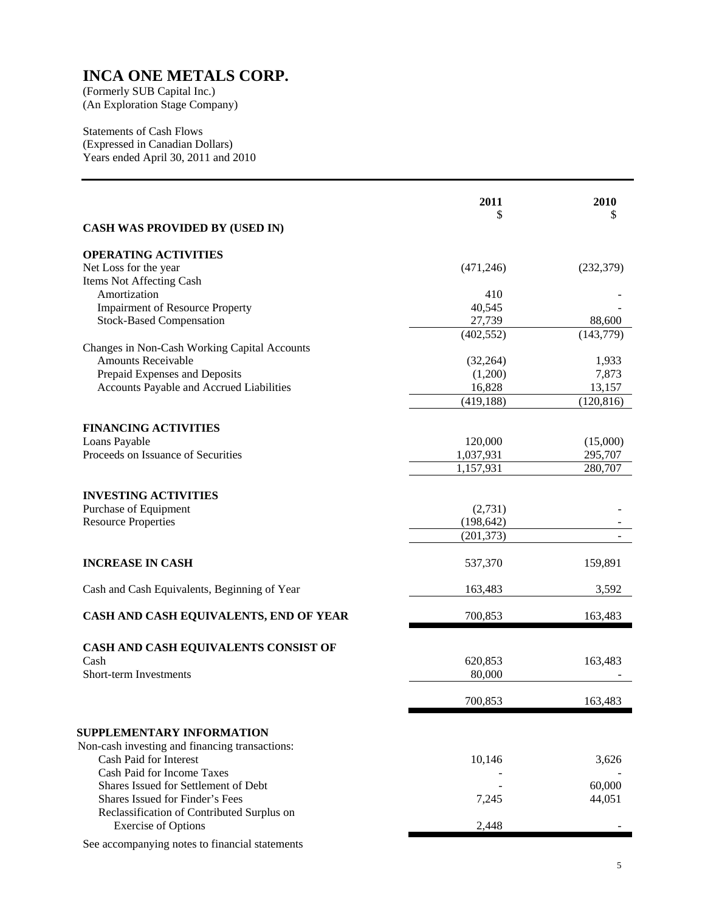# INCA ONE METALS CORP.

(Formerly SUB Capital Inc.)
(An Exploration Stage Company)

Statements of Cash Flows
(Expressed in Canadian Dollars)
Years ended April 30, 2011 and 2010

| | 2011<br>$ | 2010<br>$ |
|---|---|---|
| **CASH WAS PROVIDED BY (USED IN)** | | |
| **OPERATING ACTIVITIES** | | |
| Net Loss for the year | (471,246) | (232,379) |
| Items Not Affecting Cash | | |
| Amortization | 410 | - |
| Impairment of Resource Property | 40,545 | - |
| Stock-Based Compensation | 27,739 | 88,600 |
| | (402,552) | (143,779) |
| Changes in Non-Cash Working Capital Accounts | | |
| Amounts Receivable | (32,264) | 1,933 |
| Prepaid Expenses and Deposits | (1,200) | 7,873 |
| Accounts Payable and Accrued Liabilities | 16,828 | 13,157 |
| | (419,188) | (120,816) |
| **FINANCING ACTIVITIES** | | |
| Loans Payable | 120,000 | (15,000) |
| Proceeds on Issuance of Securities | 1,037,931 | 295,707 |
| | 1,157,931 | 280,707 |
| **INVESTING ACTIVITIES** | | |
| Purchase of Equipment | (2,731) | - |
| Resource Properties | (198,642) | - |
| | (201,373) | - |
| **INCREASE IN CASH** | 537,370 | 159,891 |
| Cash and Cash Equivalents, Beginning of Year | 163,483 | 3,592 |
| **CASH AND CASH EQUIVALENTS, END OF YEAR** | 700,853 | 163,483 |
| **CASH AND CASH EQUIVALENTS CONSIST OF** | | |
| Cash | 620,853 | 163,483 |
| Short-term Investments | 80,000 | - |
| | 700,853 | 163,483 |
| **SUPPLEMENTARY INFORMATION** | | |
| Non-cash investing and financing transactions: | | |
| Cash Paid for Interest | 10,146 | 3,626 |
| Cash Paid for Income Taxes | - | - |
| Shares Issued for Settlement of Debt | - | 60,000 |
| Shares Issued for Finder's Fees | 7,245 | 44,051 |
| Reclassification of Contributed Surplus on Exercise of Options | 2,448 | - |

See accompanying notes to financial statements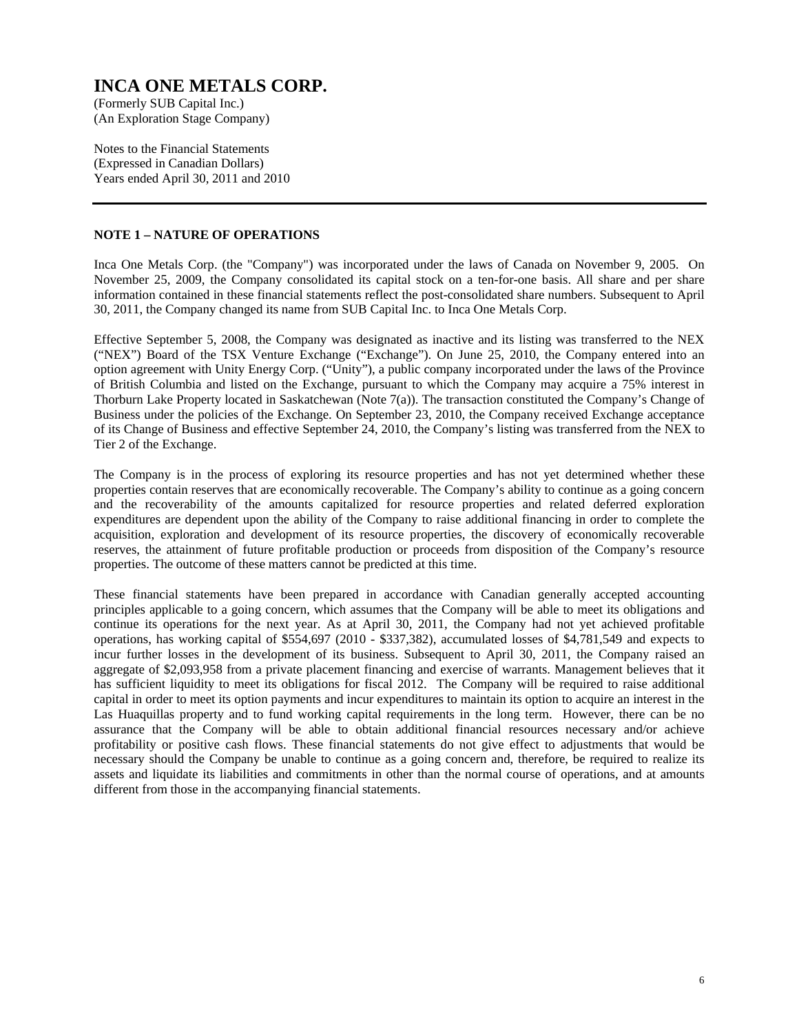# INCA ONE METALS CORP.

(Formerly SUB Capital Inc.)
(An Exploration Stage Company)

Notes to the Financial Statements
(Expressed in Canadian Dollars)
Years ended April 30, 2011 and 2010

## NOTE 1 – NATURE OF OPERATIONS

Inca One Metals Corp. (the "Company") was incorporated under the laws of Canada on November 9, 2005. On November 25, 2009, the Company consolidated its capital stock on a ten-for-one basis. All share and per share information contained in these financial statements reflect the post-consolidated share numbers. Subsequent to April 30, 2011, the Company changed its name from SUB Capital Inc. to Inca One Metals Corp.

Effective September 5, 2008, the Company was designated as inactive and its listing was transferred to the NEX ("NEX") Board of the TSX Venture Exchange ("Exchange"). On June 25, 2010, the Company entered into an option agreement with Unity Energy Corp. ("Unity"), a public company incorporated under the laws of the Province of British Columbia and listed on the Exchange, pursuant to which the Company may acquire a 75% interest in Thorburn Lake Property located in Saskatchewan (Note 7(a)). The transaction constituted the Company's Change of Business under the policies of the Exchange. On September 23, 2010, the Company received Exchange acceptance of its Change of Business and effective September 24, 2010, the Company's listing was transferred from the NEX to Tier 2 of the Exchange.

The Company is in the process of exploring its resource properties and has not yet determined whether these properties contain reserves that are economically recoverable. The Company's ability to continue as a going concern and the recoverability of the amounts capitalized for resource properties and related deferred exploration expenditures are dependent upon the ability of the Company to raise additional financing in order to complete the acquisition, exploration and development of its resource properties, the discovery of economically recoverable reserves, the attainment of future profitable production or proceeds from disposition of the Company's resource properties. The outcome of these matters cannot be predicted at this time.

These financial statements have been prepared in accordance with Canadian generally accepted accounting principles applicable to a going concern, which assumes that the Company will be able to meet its obligations and continue its operations for the next year. As at April 30, 2011, the Company had not yet achieved profitable operations, has working capital of $554,697 (2010 - $337,382), accumulated losses of $4,781,549 and expects to incur further losses in the development of its business. Subsequent to April 30, 2011, the Company raised an aggregate of $2,093,958 from a private placement financing and exercise of warrants. Management believes that it has sufficient liquidity to meet its obligations for fiscal 2012. The Company will be required to raise additional capital in order to meet its option payments and incur expenditures to maintain its option to acquire an interest in the Las Huaquillas property and to fund working capital requirements in the long term. However, there can be no assurance that the Company will be able to obtain additional financial resources necessary and/or achieve profitability or positive cash flows. These financial statements do not give effect to adjustments that would be necessary should the Company be unable to continue as a going concern and, therefore, be required to realize its assets and liquidate its liabilities and commitments in other than the normal course of operations, and at amounts different from those in the accompanying financial statements.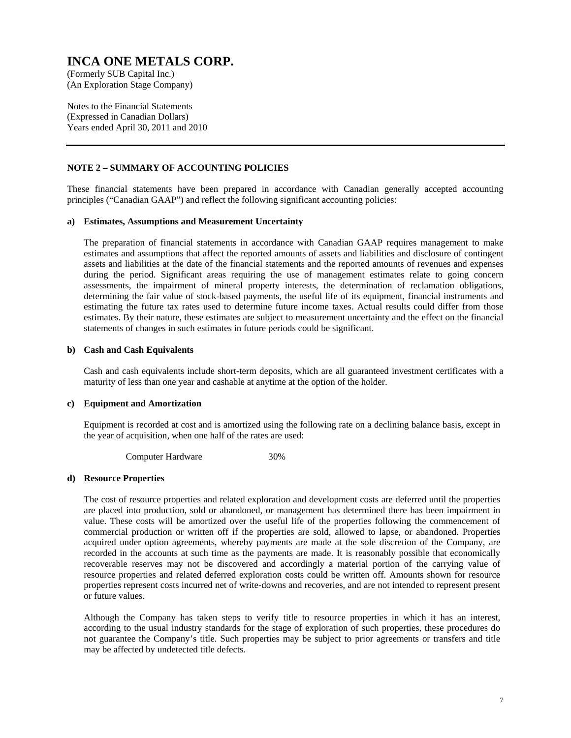# INCA ONE METALS CORP.

(Formerly SUB Capital Inc.)
(An Exploration Stage Company)

Notes to the Financial Statements
(Expressed in Canadian Dollars)
Years ended April 30, 2011 and 2010

---

## NOTE 2 – SUMMARY OF ACCOUNTING POLICIES

These financial statements have been prepared in accordance with Canadian generally accepted accounting principles ("Canadian GAAP") and reflect the following significant accounting policies:

### a) Estimates, Assumptions and Measurement Uncertainty

The preparation of financial statements in accordance with Canadian GAAP requires management to make estimates and assumptions that affect the reported amounts of assets and liabilities and disclosure of contingent assets and liabilities at the date of the financial statements and the reported amounts of revenues and expenses during the period. Significant areas requiring the use of management estimates relate to going concern assessments, the impairment of mineral property interests, the determination of reclamation obligations, determining the fair value of stock-based payments, the useful life of its equipment, financial instruments and estimating the future tax rates used to determine future income taxes. Actual results could differ from those estimates. By their nature, these estimates are subject to measurement uncertainty and the effect on the financial statements of changes in such estimates in future periods could be significant.

### b) Cash and Cash Equivalents

Cash and cash equivalents include short-term deposits, which are all guaranteed investment certificates with a maturity of less than one year and cashable at anytime at the option of the holder.

### c) Equipment and Amortization

Equipment is recorded at cost and is amortized using the following rate on a declining balance basis, except in the year of acquisition, when one half of the rates are used:

| | |
|---|---|
| Computer Hardware | 30% |

### d) Resource Properties

The cost of resource properties and related exploration and development costs are deferred until the properties are placed into production, sold or abandoned, or management has determined there has been impairment in value. These costs will be amortized over the useful life of the properties following the commencement of commercial production or written off if the properties are sold, allowed to lapse, or abandoned. Properties acquired under option agreements, whereby payments are made at the sole discretion of the Company, are recorded in the accounts at such time as the payments are made. It is reasonably possible that economically recoverable reserves may not be discovered and accordingly a material portion of the carrying value of resource properties and related deferred exploration costs could be written off. Amounts shown for resource properties represent costs incurred net of write-downs and recoveries, and are not intended to represent present or future values.

Although the Company has taken steps to verify title to resource properties in which it has an interest, according to the usual industry standards for the stage of exploration of such properties, these procedures do not guarantee the Company's title. Such properties may be subject to prior agreements or transfers and title may be affected by undetected title defects.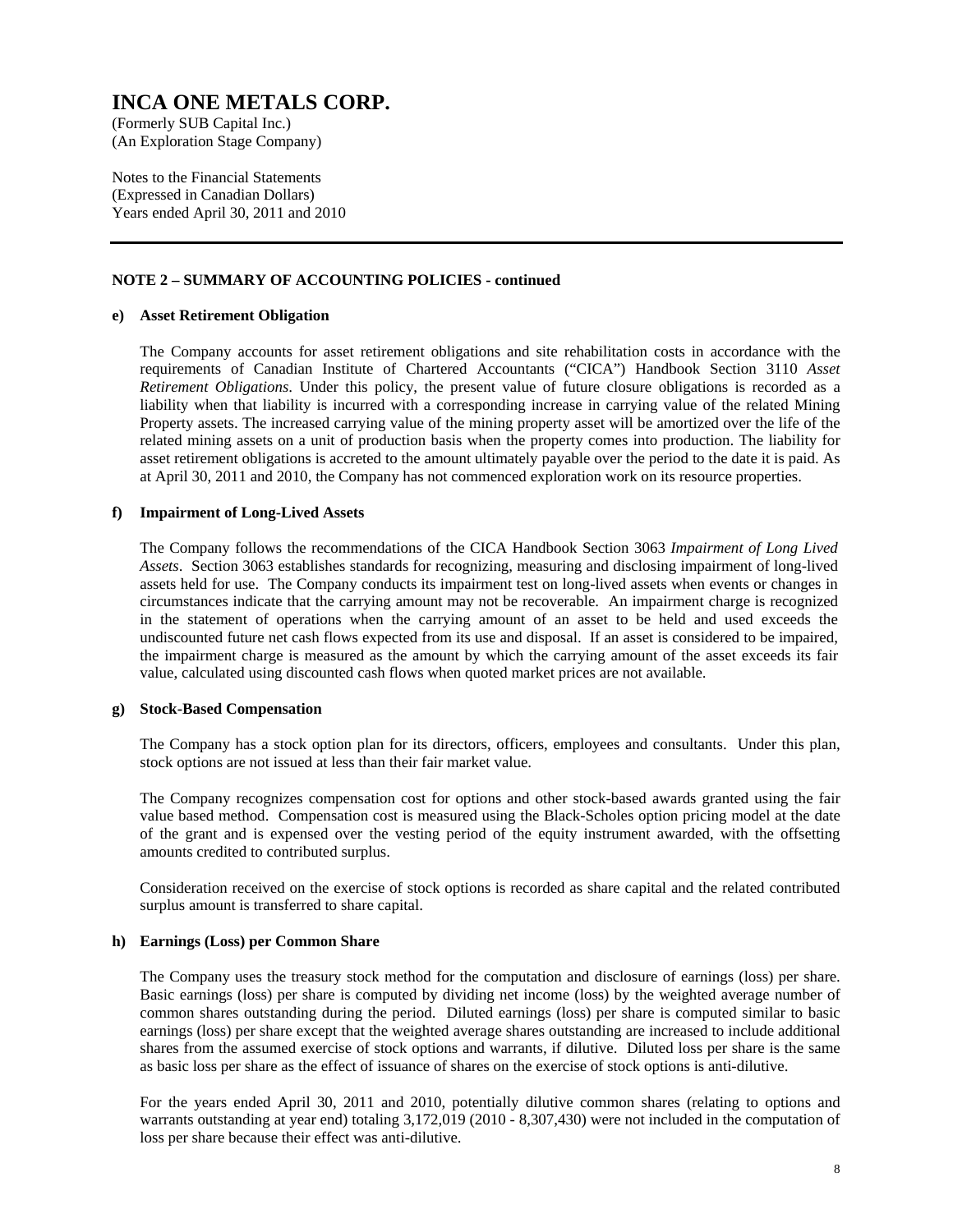# INCA ONE METALS CORP.

(Formerly SUB Capital Inc.)
(An Exploration Stage Company)

Notes to the Financial Statements
(Expressed in Canadian Dollars)
Years ended April 30, 2011 and 2010

## NOTE 2 – SUMMARY OF ACCOUNTING POLICIES - continued

### e) Asset Retirement Obligation

The Company accounts for asset retirement obligations and site rehabilitation costs in accordance with the requirements of Canadian Institute of Chartered Accountants ("CICA") Handbook Section 3110 *Asset Retirement Obligations*. Under this policy, the present value of future closure obligations is recorded as a liability when that liability is incurred with a corresponding increase in carrying value of the related Mining Property assets. The increased carrying value of the mining property asset will be amortized over the life of the related mining assets on a unit of production basis when the property comes into production. The liability for asset retirement obligations is accreted to the amount ultimately payable over the period to the date it is paid. As at April 30, 2011 and 2010, the Company has not commenced exploration work on its resource properties.

### f) Impairment of Long-Lived Assets

The Company follows the recommendations of the CICA Handbook Section 3063 *Impairment of Long Lived Assets*. Section 3063 establishes standards for recognizing, measuring and disclosing impairment of long-lived assets held for use. The Company conducts its impairment test on long-lived assets when events or changes in circumstances indicate that the carrying amount may not be recoverable. An impairment charge is recognized in the statement of operations when the carrying amount of an asset to be held and used exceeds the undiscounted future net cash flows expected from its use and disposal. If an asset is considered to be impaired, the impairment charge is measured as the amount by which the carrying amount of the asset exceeds its fair value, calculated using discounted cash flows when quoted market prices are not available.

### g) Stock-Based Compensation

The Company has a stock option plan for its directors, officers, employees and consultants. Under this plan, stock options are not issued at less than their fair market value.

The Company recognizes compensation cost for options and other stock-based awards granted using the fair value based method. Compensation cost is measured using the Black-Scholes option pricing model at the date of the grant and is expensed over the vesting period of the equity instrument awarded, with the offsetting amounts credited to contributed surplus.

Consideration received on the exercise of stock options is recorded as share capital and the related contributed surplus amount is transferred to share capital.

### h) Earnings (Loss) per Common Share

The Company uses the treasury stock method for the computation and disclosure of earnings (loss) per share. Basic earnings (loss) per share is computed by dividing net income (loss) by the weighted average number of common shares outstanding during the period. Diluted earnings (loss) per share is computed similar to basic earnings (loss) per share except that the weighted average shares outstanding are increased to include additional shares from the assumed exercise of stock options and warrants, if dilutive. Diluted loss per share is the same as basic loss per share as the effect of issuance of shares on the exercise of stock options is anti-dilutive.

For the years ended April 30, 2011 and 2010, potentially dilutive common shares (relating to options and warrants outstanding at year end) totaling 3,172,019 (2010 - 8,307,430) were not included in the computation of loss per share because their effect was anti-dilutive.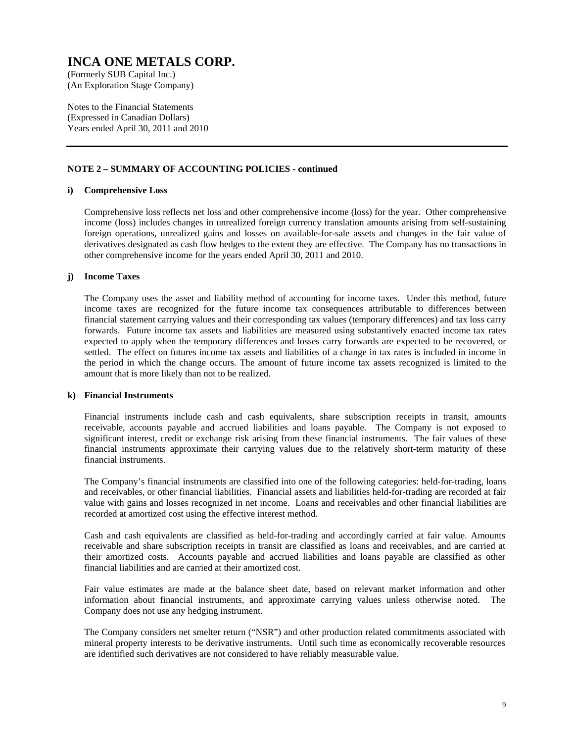# INCA ONE METALS CORP.

(Formerly SUB Capital Inc.)
(An Exploration Stage Company)

Notes to the Financial Statements
(Expressed in Canadian Dollars)
Years ended April 30, 2011 and 2010

---

## NOTE 2 – SUMMARY OF ACCOUNTING POLICIES - continued

### i) Comprehensive Loss

Comprehensive loss reflects net loss and other comprehensive income (loss) for the year. Other comprehensive income (loss) includes changes in unrealized foreign currency translation amounts arising from self-sustaining foreign operations, unrealized gains and losses on available-for-sale assets and changes in the fair value of derivatives designated as cash flow hedges to the extent they are effective. The Company has no transactions in other comprehensive income for the years ended April 30, 2011 and 2010.

### j) Income Taxes

The Company uses the asset and liability method of accounting for income taxes. Under this method, future income taxes are recognized for the future income tax consequences attributable to differences between financial statement carrying values and their corresponding tax values (temporary differences) and tax loss carry forwards. Future income tax assets and liabilities are measured using substantively enacted income tax rates expected to apply when the temporary differences and losses carry forwards are expected to be recovered, or settled. The effect on futures income tax assets and liabilities of a change in tax rates is included in income in the period in which the change occurs. The amount of future income tax assets recognized is limited to the amount that is more likely than not to be realized.

### k) Financial Instruments

Financial instruments include cash and cash equivalents, share subscription receipts in transit, amounts receivable, accounts payable and accrued liabilities and loans payable. The Company is not exposed to significant interest, credit or exchange risk arising from these financial instruments. The fair values of these financial instruments approximate their carrying values due to the relatively short-term maturity of these financial instruments.

The Company's financial instruments are classified into one of the following categories: held-for-trading, loans and receivables, or other financial liabilities. Financial assets and liabilities held-for-trading are recorded at fair value with gains and losses recognized in net income. Loans and receivables and other financial liabilities are recorded at amortized cost using the effective interest method.

Cash and cash equivalents are classified as held-for-trading and accordingly carried at fair value. Amounts receivable and share subscription receipts in transit are classified as loans and receivables, and are carried at their amortized costs. Accounts payable and accrued liabilities and loans payable are classified as other financial liabilities and are carried at their amortized cost.

Fair value estimates are made at the balance sheet date, based on relevant market information and other information about financial instruments, and approximate carrying values unless otherwise noted. The Company does not use any hedging instrument.

The Company considers net smelter return ("NSR") and other production related commitments associated with mineral property interests to be derivative instruments. Until such time as economically recoverable resources are identified such derivatives are not considered to have reliably measurable value.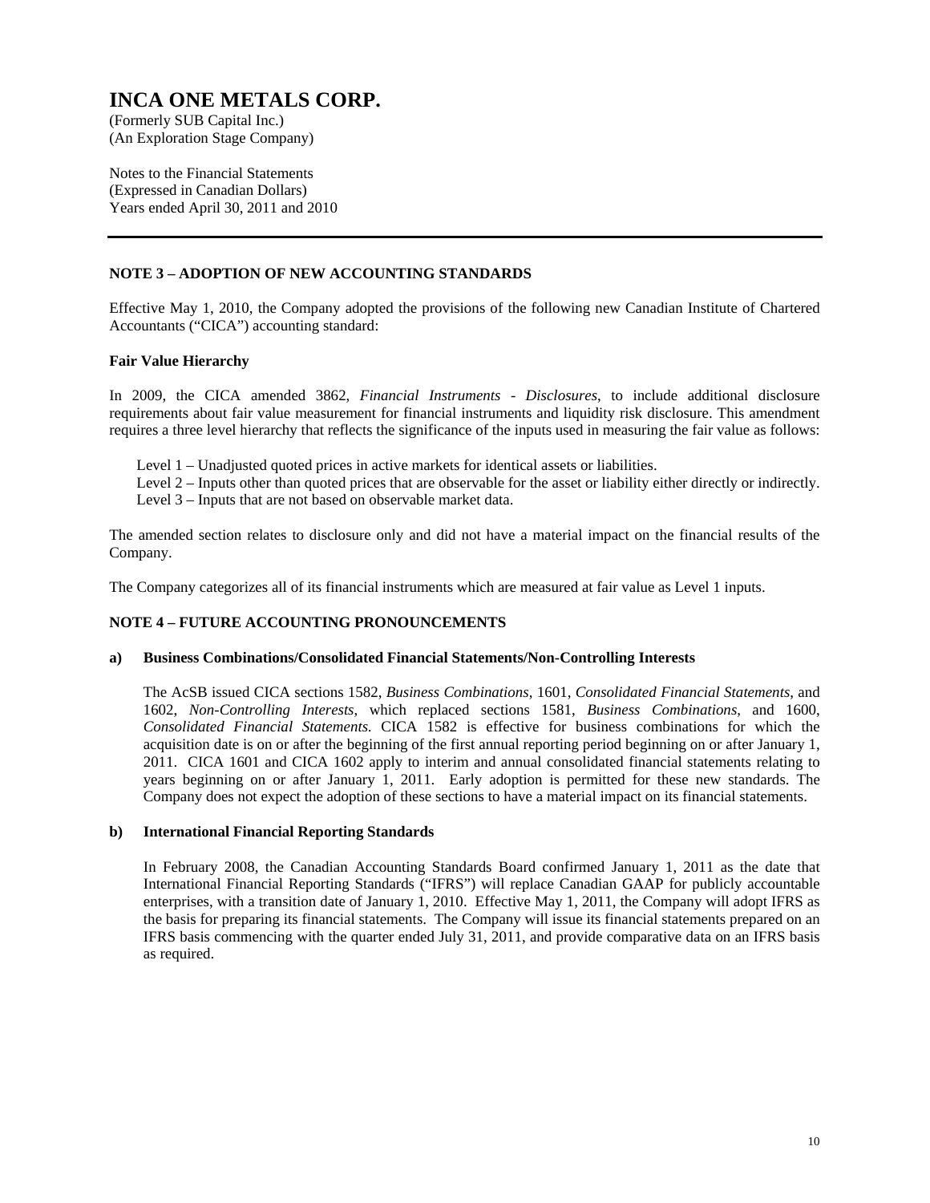# INCA ONE METALS CORP.

(Formerly SUB Capital Inc.)
(An Exploration Stage Company)

Notes to the Financial Statements
(Expressed in Canadian Dollars)
Years ended April 30, 2011 and 2010

---

## NOTE 3 – ADOPTION OF NEW ACCOUNTING STANDARDS

Effective May 1, 2010, the Company adopted the provisions of the following new Canadian Institute of Chartered Accountants ("CICA") accounting standard:

### Fair Value Hierarchy

In 2009, the CICA amended 3862, *Financial Instruments - Disclosures*, to include additional disclosure requirements about fair value measurement for financial instruments and liquidity risk disclosure. This amendment requires a three level hierarchy that reflects the significance of the inputs used in measuring the fair value as follows:

Level 1 – Unadjusted quoted prices in active markets for identical assets or liabilities.
Level 2 – Inputs other than quoted prices that are observable for the asset or liability either directly or indirectly.
Level 3 – Inputs that are not based on observable market data.

The amended section relates to disclosure only and did not have a material impact on the financial results of the Company.

The Company categorizes all of its financial instruments which are measured at fair value as Level 1 inputs.

## NOTE 4 – FUTURE ACCOUNTING PRONOUNCEMENTS

### a) Business Combinations/Consolidated Financial Statements/Non-Controlling Interests

The AcSB issued CICA sections 1582, *Business Combinations*, 1601, *Consolidated Financial Statements*, and 1602, *Non-Controlling Interests*, which replaced sections 1581, *Business Combinations*, and 1600, *Consolidated Financial Statements.* CICA 1582 is effective for business combinations for which the acquisition date is on or after the beginning of the first annual reporting period beginning on or after January 1, 2011. CICA 1601 and CICA 1602 apply to interim and annual consolidated financial statements relating to years beginning on or after January 1, 2011. Early adoption is permitted for these new standards. The Company does not expect the adoption of these sections to have a material impact on its financial statements.

### b) International Financial Reporting Standards

In February 2008, the Canadian Accounting Standards Board confirmed January 1, 2011 as the date that International Financial Reporting Standards ("IFRS") will replace Canadian GAAP for publicly accountable enterprises, with a transition date of January 1, 2010. Effective May 1, 2011, the Company will adopt IFRS as the basis for preparing its financial statements. The Company will issue its financial statements prepared on an IFRS basis commencing with the quarter ended July 31, 2011, and provide comparative data on an IFRS basis as required.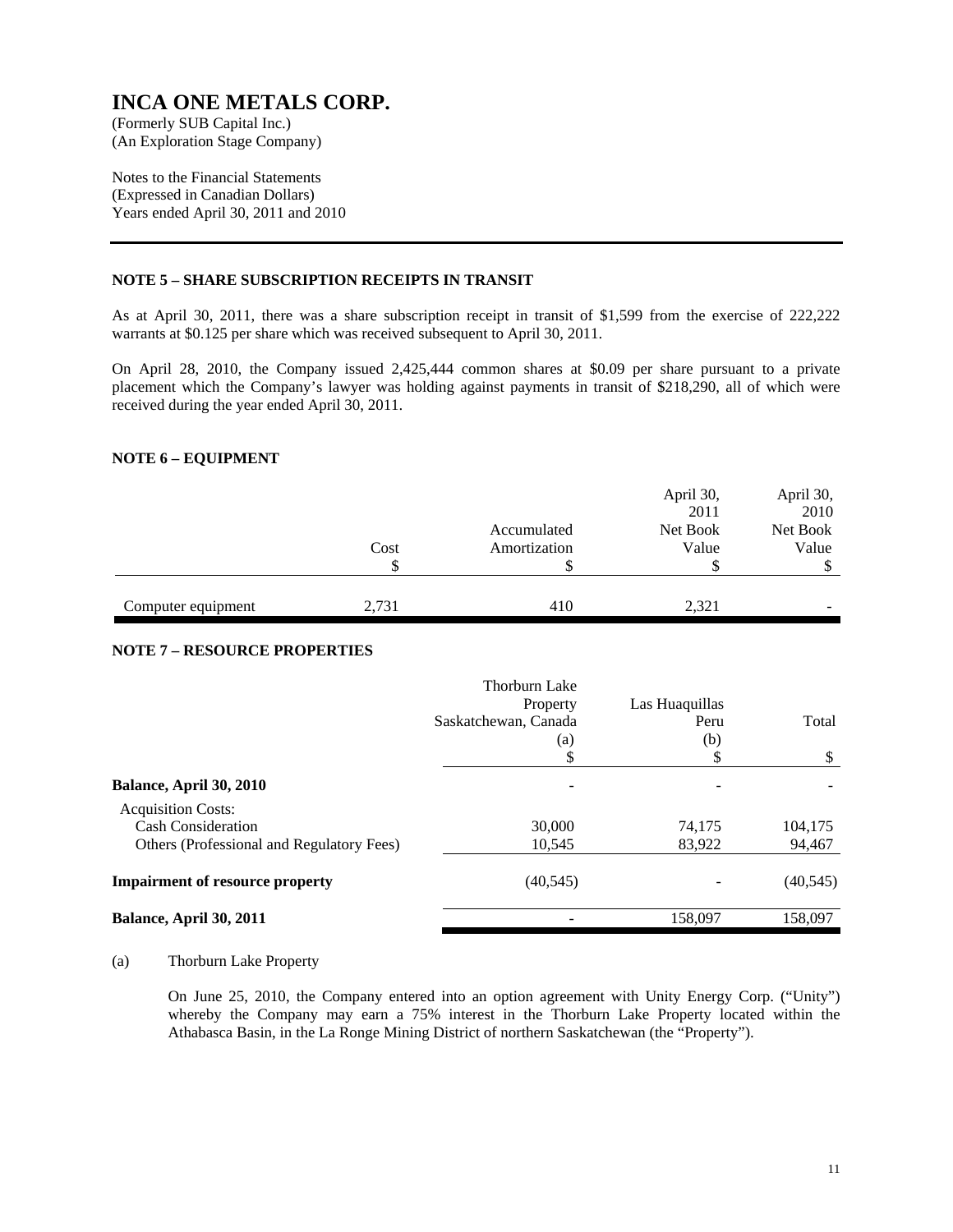# INCA ONE METALS CORP.

(Formerly SUB Capital Inc.)
(An Exploration Stage Company)

Notes to the Financial Statements
(Expressed in Canadian Dollars)
Years ended April 30, 2011 and 2010

---

### NOTE 5 – SHARE SUBSCRIPTION RECEIPTS IN TRANSIT

As at April 30, 2011, there was a share subscription receipt in transit of $1,599 from the exercise of 222,222 warrants at $0.125 per share which was received subsequent to April 30, 2011.

On April 28, 2010, the Company issued 2,425,444 common shares at $0.09 per share pursuant to a private placement which the Company's lawyer was holding against payments in transit of $218,290, all of which were received during the year ended April 30, 2011.

### NOTE 6 – EQUIPMENT

| | Cost | Accumulated Amortization | April 30, 2011 Net Book Value | April 30, 2010 Net Book Value |
|---|---|---|---|---|
| | $ | $ | $ | $ |
| Computer equipment | 2,731 | 410 | 2,321 | - |

### NOTE 7 – RESOURCE PROPERTIES

| | Thorburn Lake Property Saskatchewan, Canada (a) | Las Huaquillas Peru (b) | Total |
|---|---|---|---|
| | $ | $ | $ |
| **Balance, April 30, 2010** | - | - | - |
| Acquisition Costs: | | | |
| Cash Consideration | 30,000 | 74,175 | 104,175 |
| Others (Professional and Regulatory Fees) | 10,545 | 83,922 | 94,467 |
| **Impairment of resource property** | (40,545) | - | (40,545) |
| **Balance, April 30, 2011** | - | 158,097 | 158,097 |

(a) Thorburn Lake Property

On June 25, 2010, the Company entered into an option agreement with Unity Energy Corp. ("Unity") whereby the Company may earn a 75% interest in the Thorburn Lake Property located within the Athabasca Basin, in the La Ronge Mining District of northern Saskatchewan (the "Property").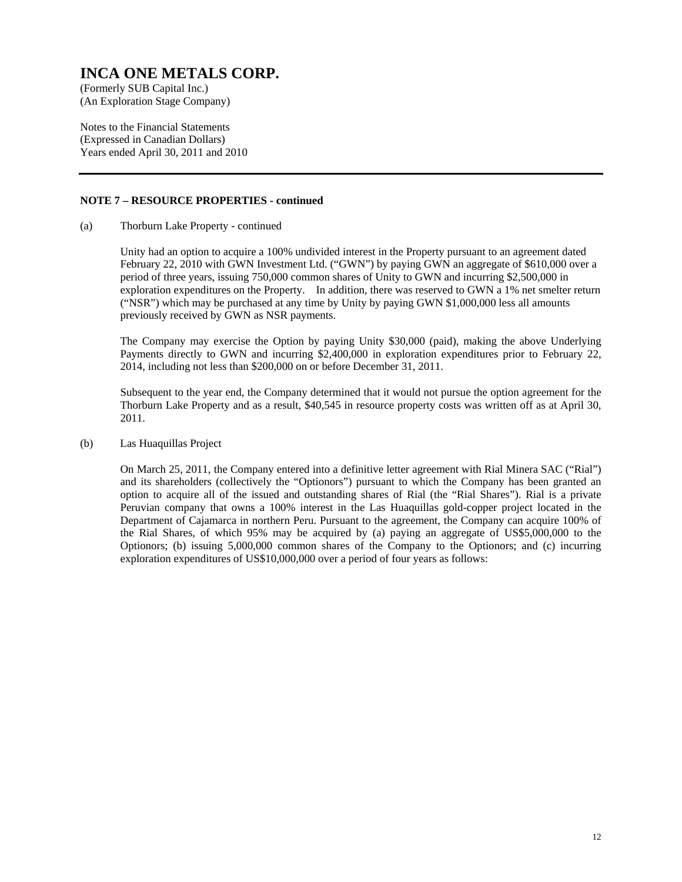# INCA ONE METALS CORP.

(Formerly SUB Capital Inc.)
(An Exploration Stage Company)

Notes to the Financial Statements
(Expressed in Canadian Dollars)
Years ended April 30, 2011 and 2010

## NOTE 7 – RESOURCE PROPERTIES - continued

(a) Thorburn Lake Property - continued

Unity had an option to acquire a 100% undivided interest in the Property pursuant to an agreement dated February 22, 2010 with GWN Investment Ltd. ("GWN") by paying GWN an aggregate of $610,000 over a period of three years, issuing 750,000 common shares of Unity to GWN and incurring $2,500,000 in exploration expenditures on the Property. In addition, there was reserved to GWN a 1% net smelter return ("NSR") which may be purchased at any time by Unity by paying GWN $1,000,000 less all amounts previously received by GWN as NSR payments.

The Company may exercise the Option by paying Unity $30,000 (paid), making the above Underlying Payments directly to GWN and incurring $2,400,000 in exploration expenditures prior to February 22, 2014, including not less than $200,000 on or before December 31, 2011.

Subsequent to the year end, the Company determined that it would not pursue the option agreement for the Thorburn Lake Property and as a result, $40,545 in resource property costs was written off as at April 30, 2011.

(b) Las Huaquillas Project

On March 25, 2011, the Company entered into a definitive letter agreement with Rial Minera SAC ("Rial") and its shareholders (collectively the "Optionors") pursuant to which the Company has been granted an option to acquire all of the issued and outstanding shares of Rial (the "Rial Shares"). Rial is a private Peruvian company that owns a 100% interest in the Las Huaquillas gold-copper project located in the Department of Cajamarca in northern Peru. Pursuant to the agreement, the Company can acquire 100% of the Rial Shares, of which 95% may be acquired by (a) paying an aggregate of US$5,000,000 to the Optionors; (b) issuing 5,000,000 common shares of the Company to the Optionors; and (c) incurring exploration expenditures of US$10,000,000 over a period of four years as follows: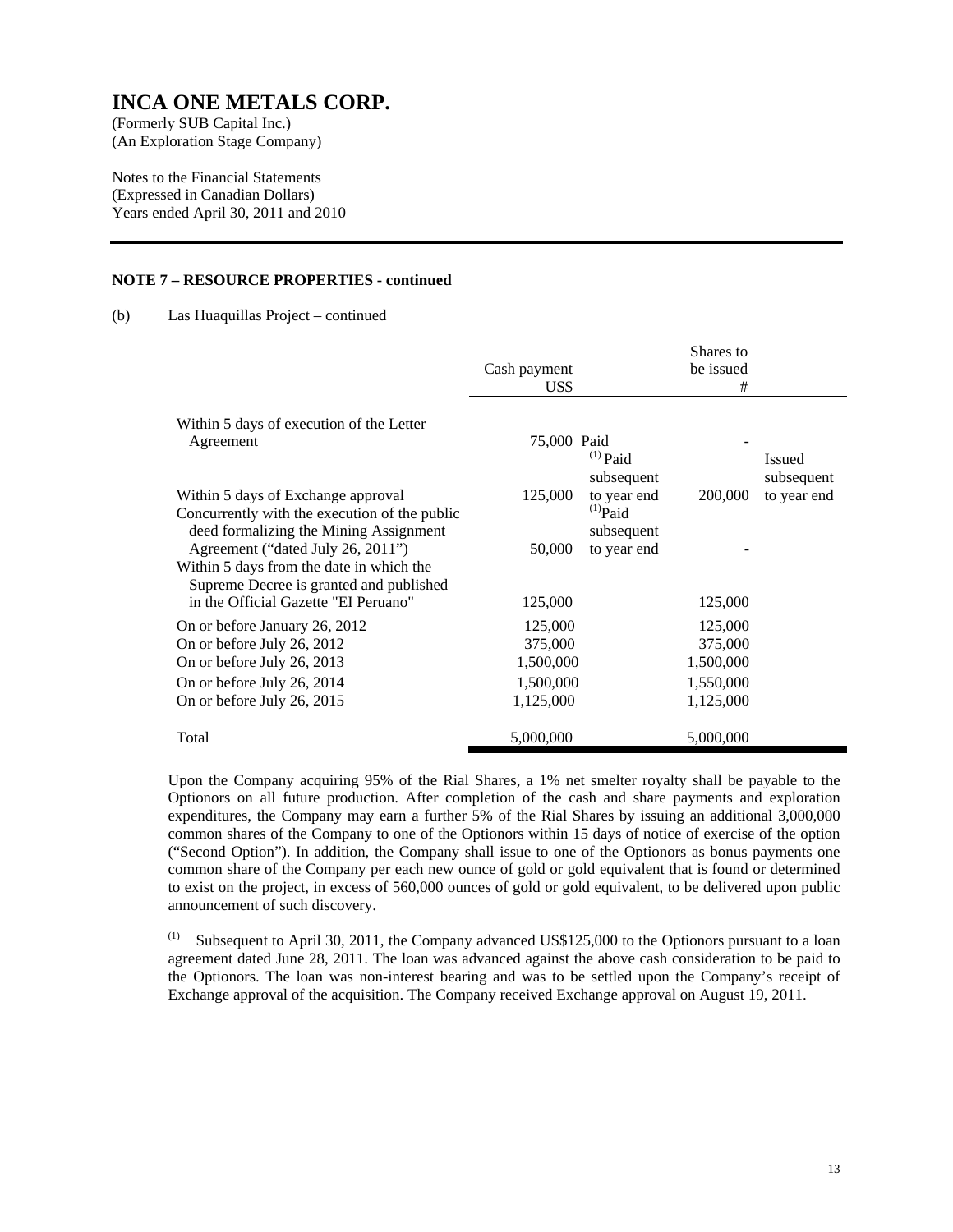# INCA ONE METALS CORP.

(Formerly SUB Capital Inc.)
(An Exploration Stage Company)

Notes to the Financial Statements
(Expressed in Canadian Dollars)
Years ended April 30, 2011 and 2010

**NOTE 7 – RESOURCE PROPERTIES - continued**

(b) Las Huaquillas Project – continued

| | Cash payment US$ | | Shares to be issued # | |
|---|---|---|---|---|
| Within 5 days of execution of the Letter Agreement | 75,000 | Paid | - | |
| Within 5 days of Exchange approval | 125,000 | [(1)] Paid subsequent to year end | 200,000 | Issued subsequent to year end |
| Concurrently with the execution of the public deed formalizing the Mining Assignment Agreement ("dated July 26, 2011") | 50,000 | [(1)] Paid subsequent to year end | - | |
| Within 5 days from the date in which the Supreme Decree is granted and published in the Official Gazette "El Peruano" | 125,000 | | 125,000 | |
| On or before January 26, 2012 | 125,000 | | 125,000 | |
| On or before July 26, 2012 | 375,000 | | 375,000 | |
| On or before July 26, 2013 | 1,500,000 | | 1,500,000 | |
| On or before July 26, 2014 | 1,500,000 | | 1,550,000 | |
| On or before July 26, 2015 | 1,125,000 | | 1,125,000 | |
| Total | 5,000,000 | | 5,000,000 | |

Upon the Company acquiring 95% of the Rial Shares, a 1% net smelter royalty shall be payable to the Optionors on all future production. After completion of the cash and share payments and exploration expenditures, the Company may earn a further 5% of the Rial Shares by issuing an additional 3,000,000 common shares of the Company to one of the Optionors within 15 days of notice of exercise of the option ("Second Option"). In addition, the Company shall issue to one of the Optionors as bonus payments one common share of the Company per each new ounce of gold or gold equivalent that is found or determined to exist on the project, in excess of 560,000 ounces of gold or gold equivalent, to be delivered upon public announcement of such discovery.

[(1)] Subsequent to April 30, 2011, the Company advanced US$125,000 to the Optionors pursuant to a loan agreement dated June 28, 2011. The loan was advanced against the above cash consideration to be paid to the Optionors. The loan was non-interest bearing and was to be settled upon the Company's receipt of Exchange approval of the acquisition. The Company received Exchange approval on August 19, 2011.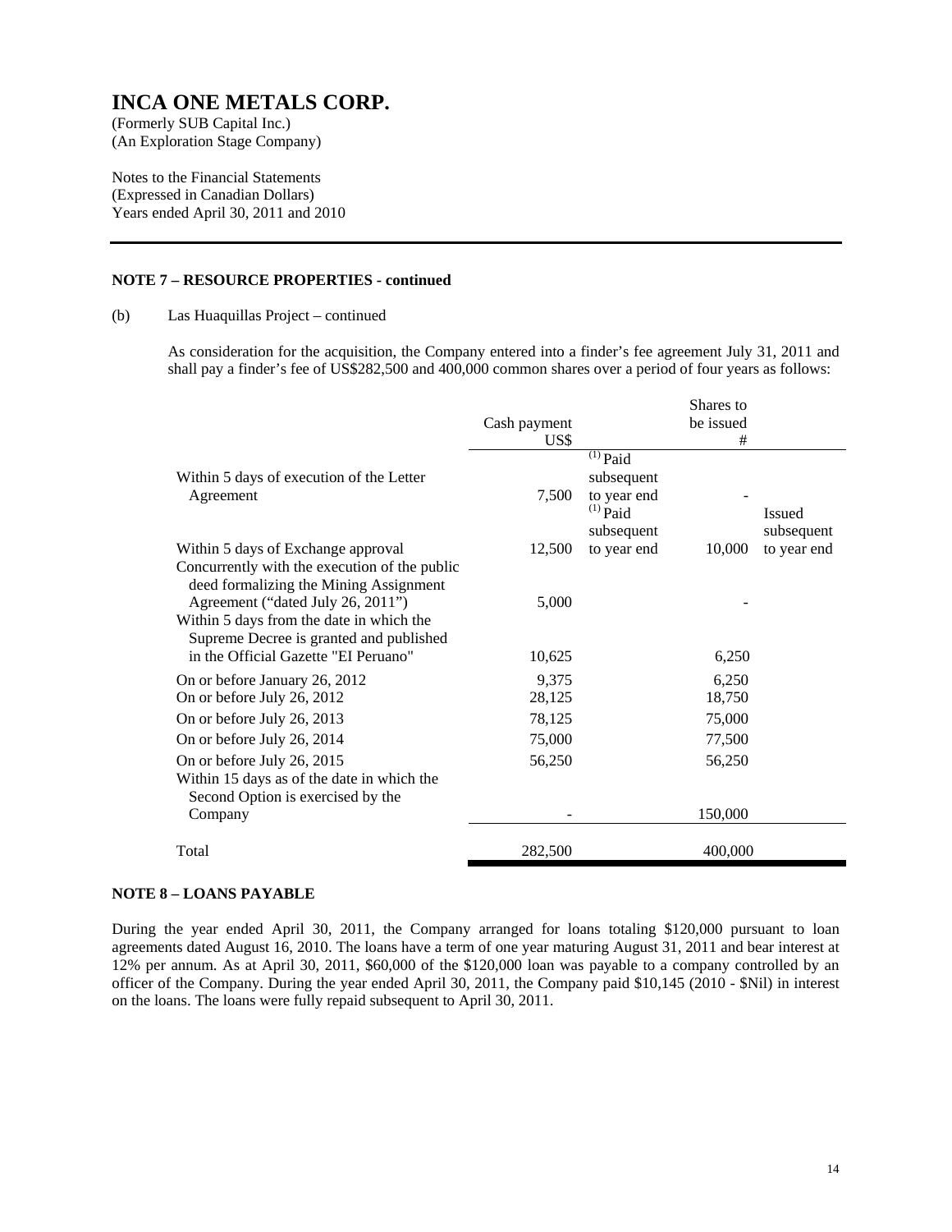# INCA ONE METALS CORP.

(Formerly SUB Capital Inc.)
(An Exploration Stage Company)

Notes to the Financial Statements
(Expressed in Canadian Dollars)
Years ended April 30, 2011 and 2010

**NOTE 7 – RESOURCE PROPERTIES - continued**

(b) Las Huaquillas Project – continued

As consideration for the acquisition, the Company entered into a finder's fee agreement July 31, 2011 and shall pay a finder's fee of US$282,500 and 400,000 common shares over a period of four years as follows:

| | Cash payment US$ | | Shares to be issued # | |
|---|---|---|---|---|
| Within 5 days of execution of the Letter Agreement | 7,500 | [(1)] Paid subsequent to year end | - | |
| Within 5 days of Exchange approval | 12,500 | [(1)] Paid subsequent to year end | 10,000 | Issued subsequent to year end |
| Concurrently with the execution of the public deed formalizing the Mining Assignment Agreement ("dated July 26, 2011") | 5,000 | | - | |
| Within 5 days from the date in which the Supreme Decree is granted and published in the Official Gazette "EI Peruano" | 10,625 | | 6,250 | |
| On or before January 26, 2012 | 9,375 | | 6,250 | |
| On or before July 26, 2012 | 28,125 | | 18,750 | |
| On or before July 26, 2013 | 78,125 | | 75,000 | |
| On or before July 26, 2014 | 75,000 | | 77,500 | |
| On or before July 26, 2015 | 56,250 | | 56,250 | |
| Within 15 days as of the date in which the Second Option is exercised by the Company | - | | 150,000 | |
| Total | 282,500 | | 400,000 | |

**NOTE 8 – LOANS PAYABLE**

During the year ended April 30, 2011, the Company arranged for loans totaling $120,000 pursuant to loan agreements dated August 16, 2010. The loans have a term of one year maturing August 31, 2011 and bear interest at 12% per annum. As at April 30, 2011, $60,000 of the $120,000 loan was payable to a company controlled by an officer of the Company. During the year ended April 30, 2011, the Company paid $10,145 (2010 - $Nil) in interest on the loans. The loans were fully repaid subsequent to April 30, 2011.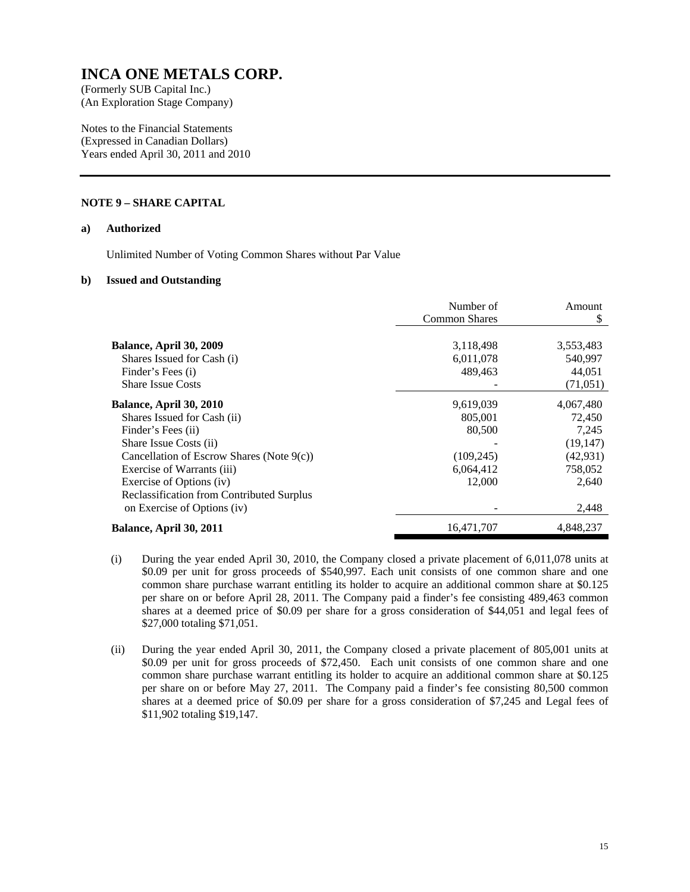# INCA ONE METALS CORP.

(Formerly SUB Capital Inc.)
(An Exploration Stage Company)

Notes to the Financial Statements
(Expressed in Canadian Dollars)
Years ended April 30, 2011 and 2010

---

### NOTE 9 – SHARE CAPITAL

#### a) Authorized

Unlimited Number of Voting Common Shares without Par Value

#### b) Issued and Outstanding

| | Number of Common Shares | Amount $ |
|---|---|---|
| **Balance, April 30, 2009** | 3,118,498 | 3,553,483 |
| Shares Issued for Cash (i) | 6,011,078 | 540,997 |
| Finder's Fees (i) | 489,463 | 44,051 |
| Share Issue Costs | - | (71,051) |
| **Balance, April 30, 2010** | 9,619,039 | 4,067,480 |
| Shares Issued for Cash (ii) | 805,001 | 72,450 |
| Finder's Fees (ii) | 80,500 | 7,245 |
| Share Issue Costs (ii) | - | (19,147) |
| Cancellation of Escrow Shares (Note 9(c)) | (109,245) | (42,931) |
| Exercise of Warrants (iii) | 6,064,412 | 758,052 |
| Exercise of Options (iv) | 12,000 | 2,640 |
| Reclassification from Contributed Surplus on Exercise of Options (iv) | - | 2,448 |
| **Balance, April 30, 2011** | 16,471,707 | 4,848,237 |

(i) During the year ended April 30, 2010, the Company closed a private placement of 6,011,078 units at \$0.09 per unit for gross proceeds of \$540,997. Each unit consists of one common share and one common share purchase warrant entitling its holder to acquire an additional common share at \$0.125 per share on or before April 28, 2011. The Company paid a finder's fee consisting 489,463 common shares at a deemed price of \$0.09 per share for a gross consideration of \$44,051 and legal fees of \$27,000 totaling \$71,051.

(ii) During the year ended April 30, 2011, the Company closed a private placement of 805,001 units at \$0.09 per unit for gross proceeds of \$72,450. Each unit consists of one common share and one common share purchase warrant entitling its holder to acquire an additional common share at \$0.125 per share on or before May 27, 2011. The Company paid a finder's fee consisting 80,500 common shares at a deemed price of \$0.09 per share for a gross consideration of \$7,245 and Legal fees of \$11,902 totaling \$19,147.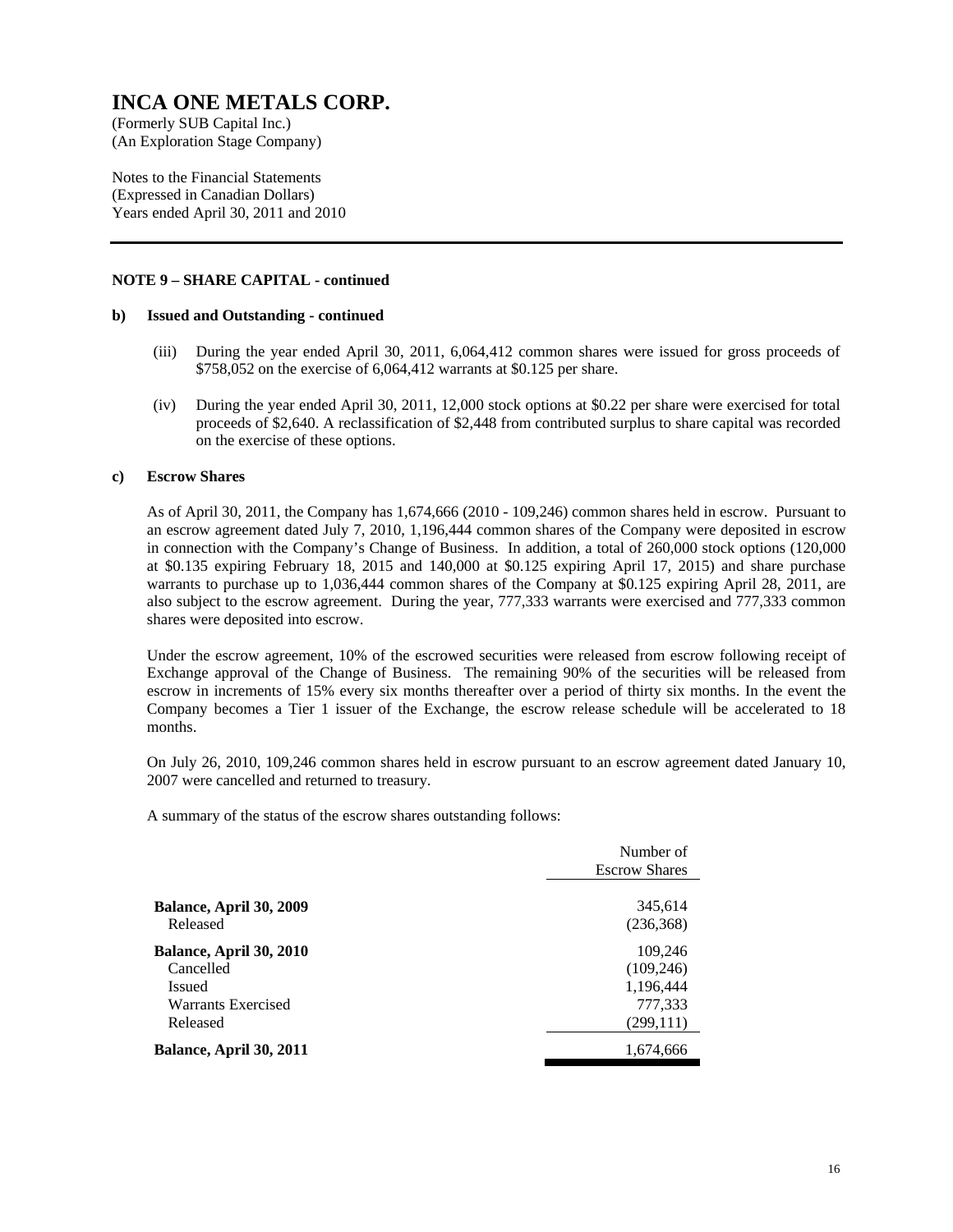# INCA ONE METALS CORP.

(Formerly SUB Capital Inc.)
(An Exploration Stage Company)

Notes to the Financial Statements
(Expressed in Canadian Dollars)
Years ended April 30, 2011 and 2010

---

**NOTE 9 – SHARE CAPITAL - continued**

**b) Issued and Outstanding - continued**

(iii) During the year ended April 30, 2011, 6,064,412 common shares were issued for gross proceeds of $758,052 on the exercise of 6,064,412 warrants at $0.125 per share.

(iv) During the year ended April 30, 2011, 12,000 stock options at $0.22 per share were exercised for total proceeds of $2,640. A reclassification of $2,448 from contributed surplus to share capital was recorded on the exercise of these options.

**c) Escrow Shares**

As of April 30, 2011, the Company has 1,674,666 (2010 - 109,246) common shares held in escrow. Pursuant to an escrow agreement dated July 7, 2010, 1,196,444 common shares of the Company were deposited in escrow in connection with the Company's Change of Business. In addition, a total of 260,000 stock options (120,000 at $0.135 expiring February 18, 2015 and 140,000 at $0.125 expiring April 17, 2015) and share purchase warrants to purchase up to 1,036,444 common shares of the Company at $0.125 expiring April 28, 2011, are also subject to the escrow agreement. During the year, 777,333 warrants were exercised and 777,333 common shares were deposited into escrow.

Under the escrow agreement, 10% of the escrowed securities were released from escrow following receipt of Exchange approval of the Change of Business. The remaining 90% of the securities will be released from escrow in increments of 15% every six months thereafter over a period of thirty six months. In the event the Company becomes a Tier 1 issuer of the Exchange, the escrow release schedule will be accelerated to 18 months.

On July 26, 2010, 109,246 common shares held in escrow pursuant to an escrow agreement dated January 10, 2007 were cancelled and returned to treasury.

A summary of the status of the escrow shares outstanding follows:

| | Number of Escrow Shares |
|---|---|
| **Balance, April 30, 2009** | 345,614 |
| Released | (236,368) |
| **Balance, April 30, 2010** | 109,246 |
| Cancelled | (109,246) |
| Issued | 1,196,444 |
| Warrants Exercised | 777,333 |
| Released | (299,111) |
| **Balance, April 30, 2011** | 1,674,666 |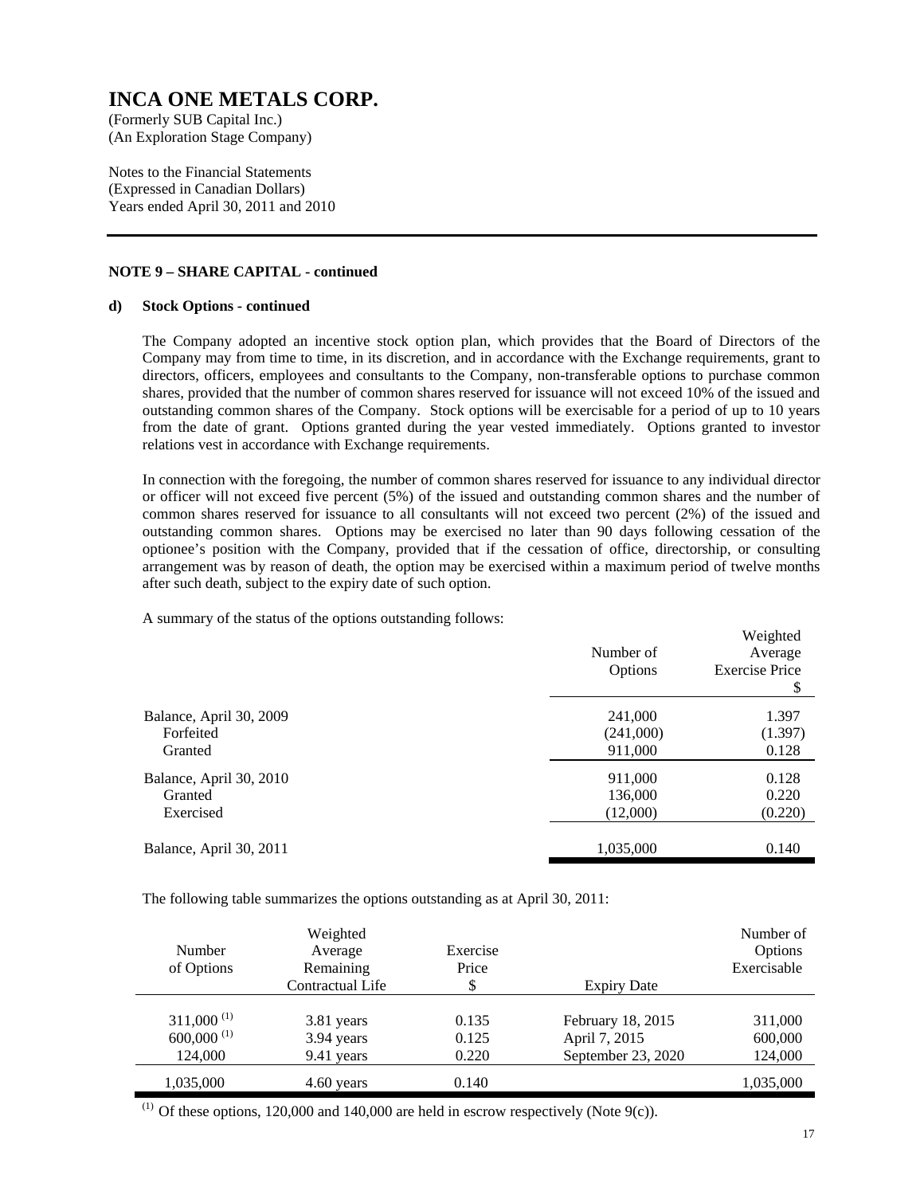# INCA ONE METALS CORP.

(Formerly SUB Capital Inc.)
(An Exploration Stage Company)

Notes to the Financial Statements
(Expressed in Canadian Dollars)
Years ended April 30, 2011 and 2010

**NOTE 9 – SHARE CAPITAL - continued**

**d) Stock Options - continued**

The Company adopted an incentive stock option plan, which provides that the Board of Directors of the Company may from time to time, in its discretion, and in accordance with the Exchange requirements, grant to directors, officers, employees and consultants to the Company, non-transferable options to purchase common shares, provided that the number of common shares reserved for issuance will not exceed 10% of the issued and outstanding common shares of the Company. Stock options will be exercisable for a period of up to 10 years from the date of grant. Options granted during the year vested immediately. Options granted to investor relations vest in accordance with Exchange requirements.

In connection with the foregoing, the number of common shares reserved for issuance to any individual director or officer will not exceed five percent (5%) of the issued and outstanding common shares and the number of common shares reserved for issuance to all consultants will not exceed two percent (2%) of the issued and outstanding common shares. Options may be exercised no later than 90 days following cessation of the optionee's position with the Company, provided that if the cessation of office, directorship, or consulting arrangement was by reason of death, the option may be exercised within a maximum period of twelve months after such death, subject to the expiry date of such option.

A summary of the status of the options outstanding follows:

| | Number of Options | Weighted Average Exercise Price $ |
|---|---|---|
| Balance, April 30, 2009 | 241,000 | 1.397 |
| Forfeited | (241,000) | (1.397) |
| Granted | 911,000 | 0.128 |
| Balance, April 30, 2010 | 911,000 | 0.128 |
| Granted | 136,000 | 0.220 |
| Exercised | (12,000) | (0.220) |
| Balance, April 30, 2011 | 1,035,000 | 0.140 |

The following table summarizes the options outstanding as at April 30, 2011:

| Number of Options | Weighted Average Remaining Contractual Life | Exercise Price $ | Expiry Date | Number of Options Exercisable |
|---|---|---|---|---|
| 311,000 (1) | 3.81 years | 0.135 | February 18, 2015 | 311,000 |
| 600,000 (1) | 3.94 years | 0.125 | April 7, 2015 | 600,000 |
| 124,000 | 9.41 years | 0.220 | September 23, 2020 | 124,000 |
| 1,035,000 | 4.60 years | 0.140 | | 1,035,000 |

(1) Of these options, 120,000 and 140,000 are held in escrow respectively (Note 9(c)).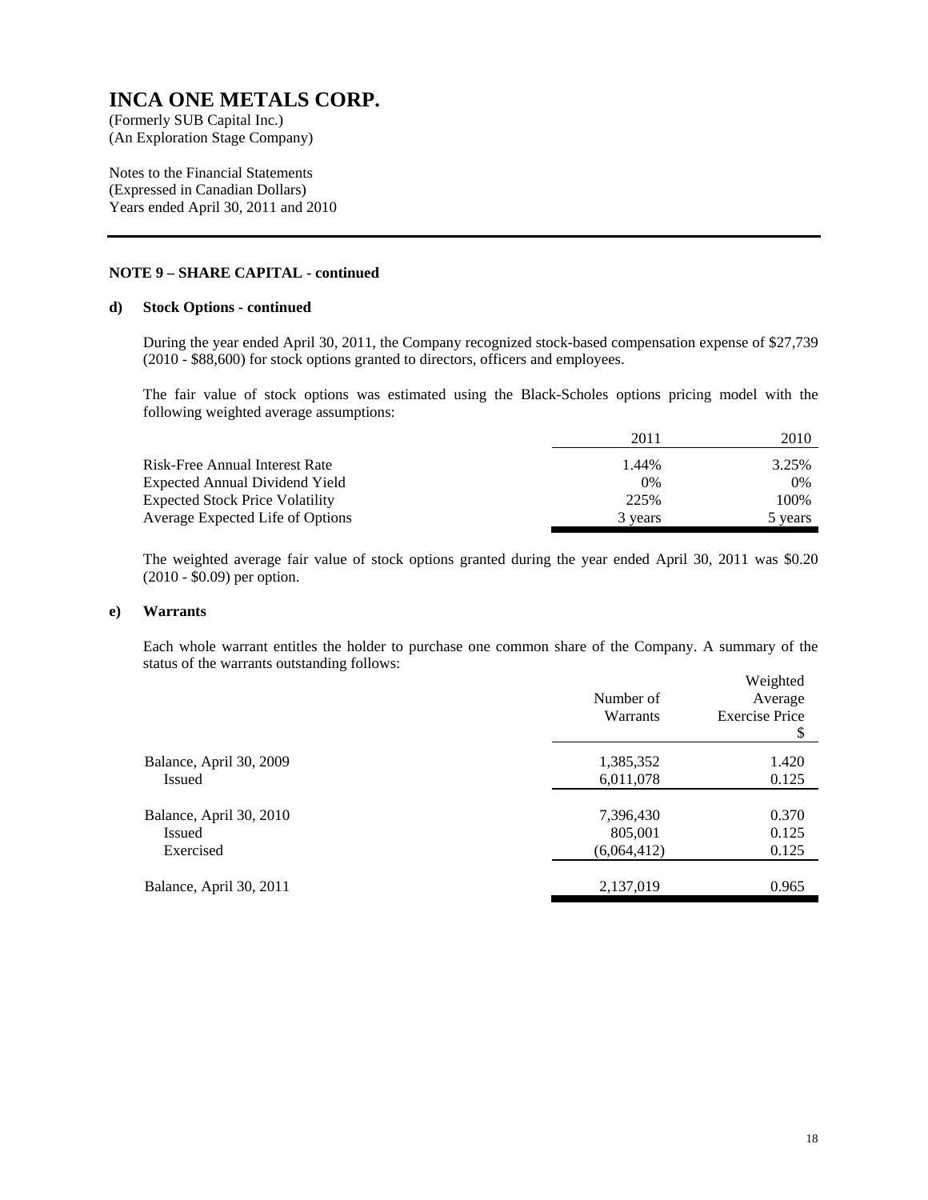# INCA ONE METALS CORP.

(Formerly SUB Capital Inc.)
(An Exploration Stage Company)

Notes to the Financial Statements
(Expressed in Canadian Dollars)
Years ended April 30, 2011 and 2010

**NOTE 9 – SHARE CAPITAL - continued**

**d) Stock Options - continued**

During the year ended April 30, 2011, the Company recognized stock-based compensation expense of $27,739 (2010 - $88,600) for stock options granted to directors, officers and employees.

The fair value of stock options was estimated using the Black-Scholes options pricing model with the following weighted average assumptions:

| | 2011 | 2010 |
|---|---|---|
| Risk-Free Annual Interest Rate | 1.44% | 3.25% |
| Expected Annual Dividend Yield | 0% | 0% |
| Expected Stock Price Volatility | 225% | 100% |
| Average Expected Life of Options | 3 years | 5 years |

The weighted average fair value of stock options granted during the year ended April 30, 2011 was $0.20 (2010 - $0.09) per option.

**e) Warrants**

Each whole warrant entitles the holder to purchase one common share of the Company. A summary of the status of the warrants outstanding follows:

| | Number of Warrants | Weighted Average Exercise Price $ |
|---|---|---|
| Balance, April 30, 2009 | 1,385,352 | 1.420 |
| Issued | 6,011,078 | 0.125 |
| Balance, April 30, 2010 | 7,396,430 | 0.370 |
| Issued | 805,001 | 0.125 |
| Exercised | (6,064,412) | 0.125 |
| Balance, April 30, 2011 | 2,137,019 | 0.965 |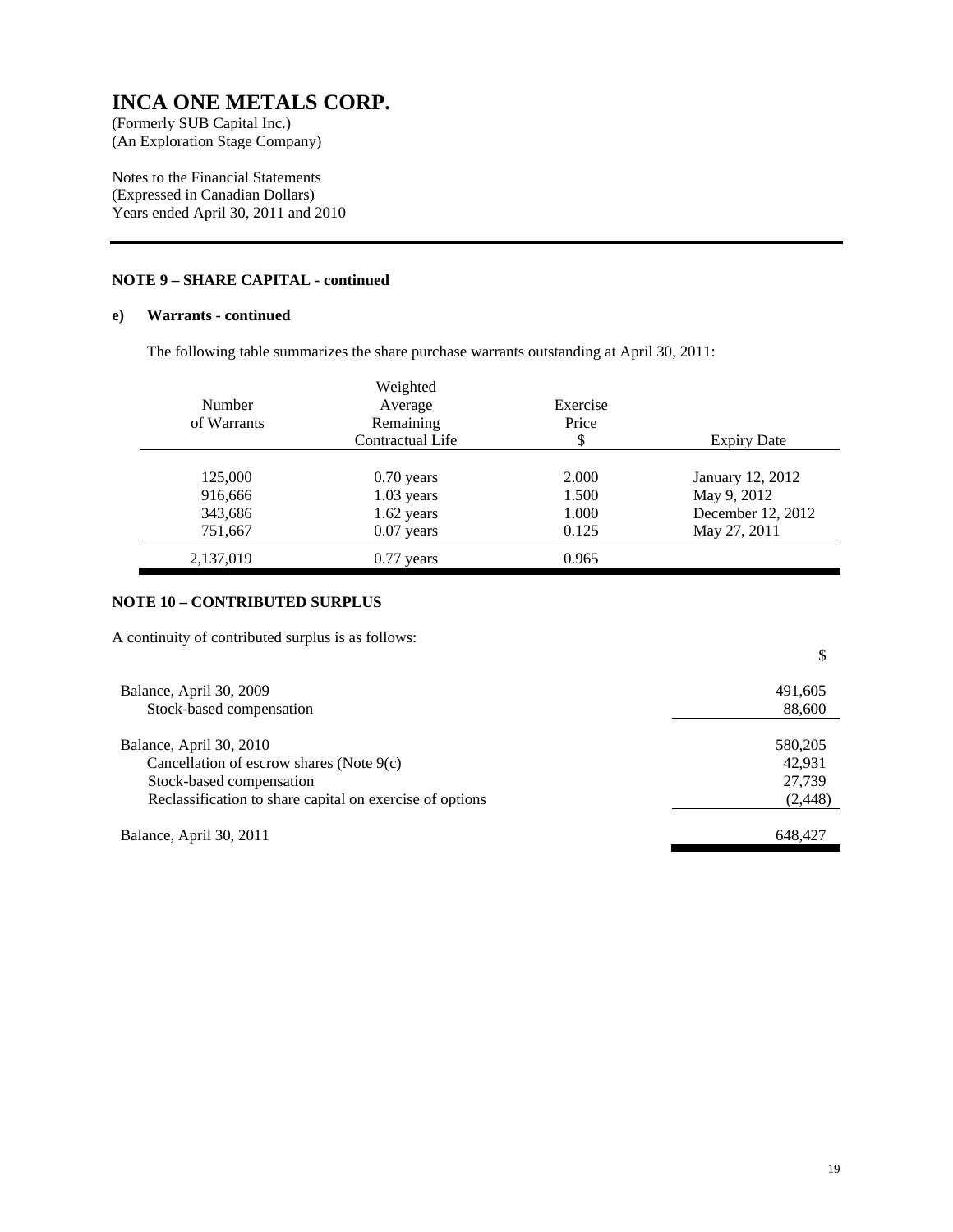# INCA ONE METALS CORP.

(Formerly SUB Capital Inc.)
(An Exploration Stage Company)

Notes to the Financial Statements
(Expressed in Canadian Dollars)
Years ended April 30, 2011 and 2010

**NOTE 9 – SHARE CAPITAL - continued**

**e) Warrants - continued**

The following table summarizes the share purchase warrants outstanding at April 30, 2011:

| Number of Warrants | Weighted Average Remaining Contractual Life | Exercise Price $ | Expiry Date |
|---|---|---|---|
| 125,000 | 0.70 years | 2.000 | January 12, 2012 |
| 916,666 | 1.03 years | 1.500 | May 9, 2012 |
| 343,686 | 1.62 years | 1.000 | December 12, 2012 |
| 751,667 | 0.07 years | 0.125 | May 27, 2011 |
| 2,137,019 | 0.77 years | 0.965 | |

**NOTE 10 – CONTRIBUTED SURPLUS**

A continuity of contributed surplus is as follows:

| | $ |
|---|---|
| Balance, April 30, 2009 | 491,605 |
| Stock-based compensation | 88,600 |
| Balance, April 30, 2010 | 580,205 |
| Cancellation of escrow shares (Note 9(c) | 42,931 |
| Stock-based compensation | 27,739 |
| Reclassification to share capital on exercise of options | (2,448) |
| Balance, April 30, 2011 | 648,427 |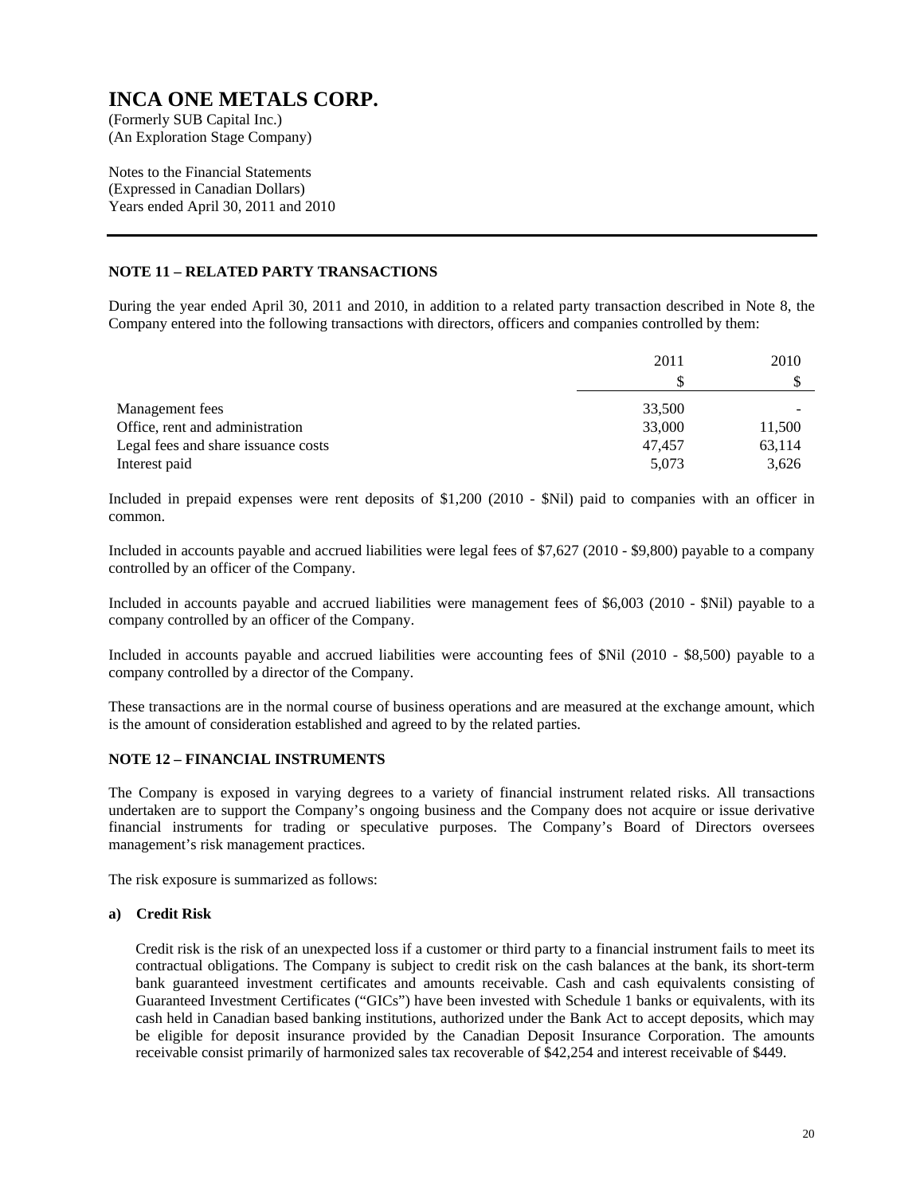# INCA ONE METALS CORP.

(Formerly SUB Capital Inc.)
(An Exploration Stage Company)

Notes to the Financial Statements
(Expressed in Canadian Dollars)
Years ended April 30, 2011 and 2010

---

**NOTE 11 – RELATED PARTY TRANSACTIONS**

During the year ended April 30, 2011 and 2010, in addition to a related party transaction described in Note 8, the Company entered into the following transactions with directors, officers and companies controlled by them:

| | 2011 | 2010 |
|---|---|---|
| | $ | $ |
| Management fees | 33,500 | - |
| Office, rent and administration | 33,000 | 11,500 |
| Legal fees and share issuance costs | 47,457 | 63,114 |
| Interest paid | 5,073 | 3,626 |

Included in prepaid expenses were rent deposits of $1,200 (2010 - $Nil) paid to companies with an officer in common.

Included in accounts payable and accrued liabilities were legal fees of $7,627 (2010 - $9,800) payable to a company controlled by an officer of the Company.

Included in accounts payable and accrued liabilities were management fees of $6,003 (2010 - $Nil) payable to a company controlled by an officer of the Company.

Included in accounts payable and accrued liabilities were accounting fees of $Nil (2010 - $8,500) payable to a company controlled by a director of the Company.

These transactions are in the normal course of business operations and are measured at the exchange amount, which is the amount of consideration established and agreed to by the related parties.

**NOTE 12 – FINANCIAL INSTRUMENTS**

The Company is exposed in varying degrees to a variety of financial instrument related risks. All transactions undertaken are to support the Company's ongoing business and the Company does not acquire or issue derivative financial instruments for trading or speculative purposes. The Company's Board of Directors oversees management's risk management practices.

The risk exposure is summarized as follows:

**a) Credit Risk**

Credit risk is the risk of an unexpected loss if a customer or third party to a financial instrument fails to meet its contractual obligations. The Company is subject to credit risk on the cash balances at the bank, its short-term bank guaranteed investment certificates and amounts receivable. Cash and cash equivalents consisting of Guaranteed Investment Certificates ("GICs") have been invested with Schedule 1 banks or equivalents, with its cash held in Canadian based banking institutions, authorized under the Bank Act to accept deposits, which may be eligible for deposit insurance provided by the Canadian Deposit Insurance Corporation. The amounts receivable consist primarily of harmonized sales tax recoverable of $42,254 and interest receivable of $449.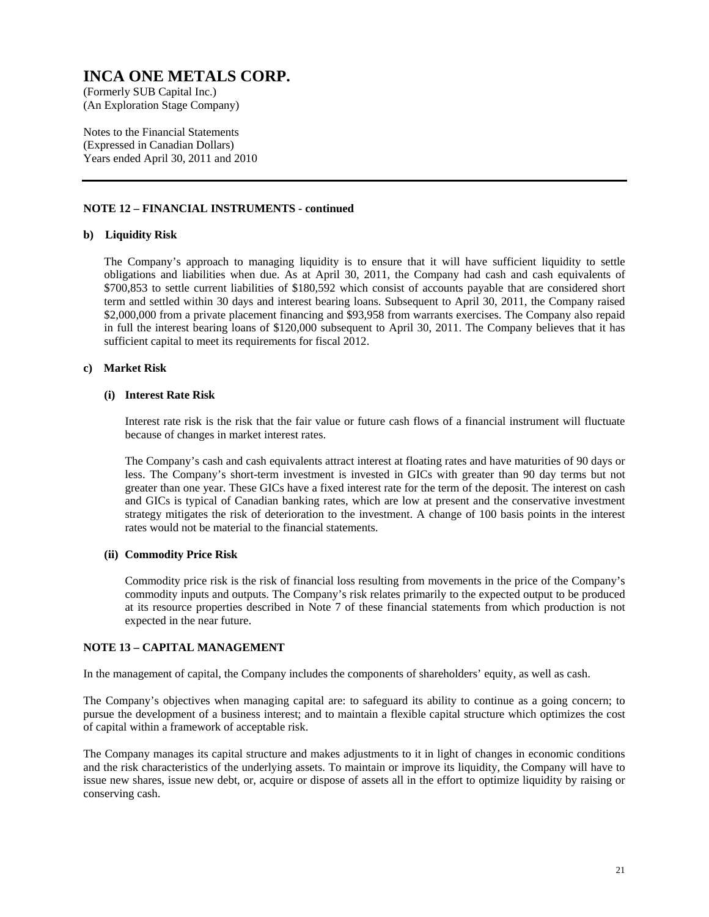# INCA ONE METALS CORP.

(Formerly SUB Capital Inc.)
(An Exploration Stage Company)

Notes to the Financial Statements
(Expressed in Canadian Dollars)
Years ended April 30, 2011 and 2010

---

## NOTE 12 – FINANCIAL INSTRUMENTS - continued

### b) Liquidity Risk

The Company's approach to managing liquidity is to ensure that it will have sufficient liquidity to settle obligations and liabilities when due. As at April 30, 2011, the Company had cash and cash equivalents of $700,853 to settle current liabilities of $180,592 which consist of accounts payable that are considered short term and settled within 30 days and interest bearing loans. Subsequent to April 30, 2011, the Company raised $2,000,000 from a private placement financing and $93,958 from warrants exercises. The Company also repaid in full the interest bearing loans of $120,000 subsequent to April 30, 2011. The Company believes that it has sufficient capital to meet its requirements for fiscal 2012.

### c) Market Risk

#### (i) Interest Rate Risk

Interest rate risk is the risk that the fair value or future cash flows of a financial instrument will fluctuate because of changes in market interest rates.

The Company's cash and cash equivalents attract interest at floating rates and have maturities of 90 days or less. The Company's short-term investment is invested in GICs with greater than 90 day terms but not greater than one year. These GICs have a fixed interest rate for the term of the deposit. The interest on cash and GICs is typical of Canadian banking rates, which are low at present and the conservative investment strategy mitigates the risk of deterioration to the investment. A change of 100 basis points in the interest rates would not be material to the financial statements.

#### (ii) Commodity Price Risk

Commodity price risk is the risk of financial loss resulting from movements in the price of the Company's commodity inputs and outputs. The Company's risk relates primarily to the expected output to be produced at its resource properties described in Note 7 of these financial statements from which production is not expected in the near future.

## NOTE 13 – CAPITAL MANAGEMENT

In the management of capital, the Company includes the components of shareholders' equity, as well as cash.

The Company's objectives when managing capital are: to safeguard its ability to continue as a going concern; to pursue the development of a business interest; and to maintain a flexible capital structure which optimizes the cost of capital within a framework of acceptable risk.

The Company manages its capital structure and makes adjustments to it in light of changes in economic conditions and the risk characteristics of the underlying assets. To maintain or improve its liquidity, the Company will have to issue new shares, issue new debt, or, acquire or dispose of assets all in the effort to optimize liquidity by raising or conserving cash.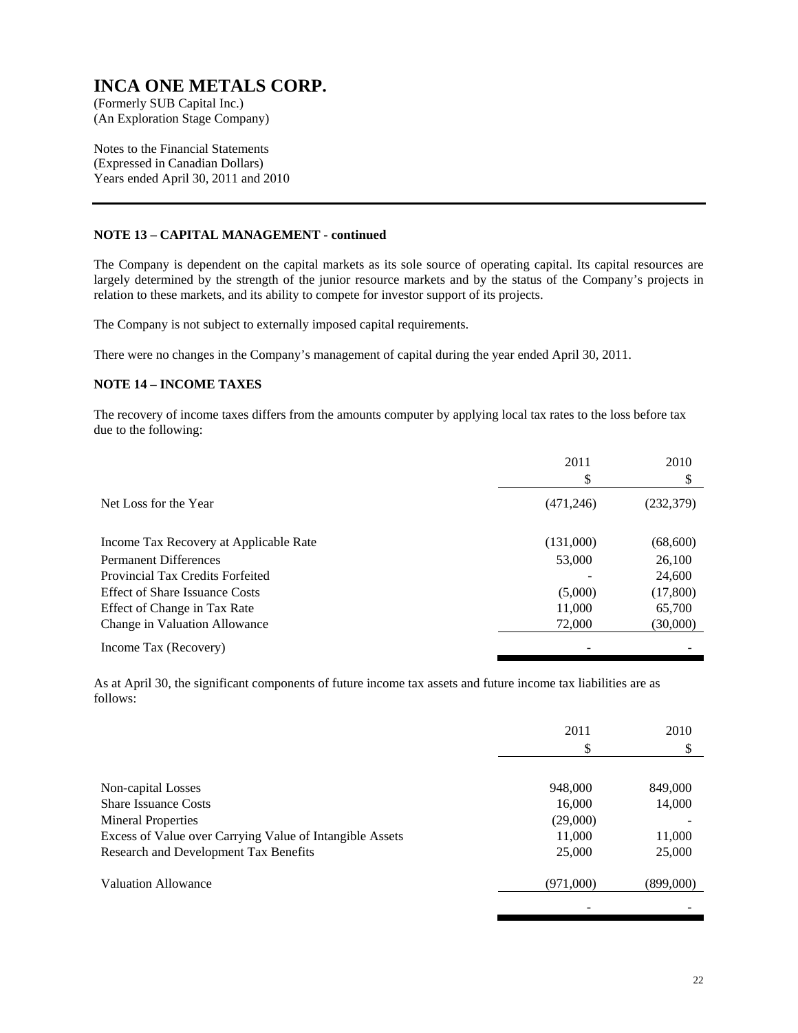# INCA ONE METALS CORP.

(Formerly SUB Capital Inc.)
(An Exploration Stage Company)

Notes to the Financial Statements
(Expressed in Canadian Dollars)
Years ended April 30, 2011 and 2010

---

**NOTE 13 – CAPITAL MANAGEMENT - continued**

The Company is dependent on the capital markets as its sole source of operating capital. Its capital resources are largely determined by the strength of the junior resource markets and by the status of the Company's projects in relation to these markets, and its ability to compete for investor support of its projects.

The Company is not subject to externally imposed capital requirements.

There were no changes in the Company's management of capital during the year ended April 30, 2011.

**NOTE 14 – INCOME TAXES**

The recovery of income taxes differs from the amounts computer by applying local tax rates to the loss before tax due to the following:

| | 2011<br>$ | 2010<br>$ |
|---|---|---|
| Net Loss for the Year | (471,246) | (232,379) |
| Income Tax Recovery at Applicable Rate | (131,000) | (68,600) |
| Permanent Differences | 53,000 | 26,100 |
| Provincial Tax Credits Forfeited | - | 24,600 |
| Effect of Share Issuance Costs | (5,000) | (17,800) |
| Effect of Change in Tax Rate | 11,000 | 65,700 |
| Change in Valuation Allowance | 72,000 | (30,000) |
| Income Tax (Recovery) | - | - |

As at April 30, the significant components of future income tax assets and future income tax liabilities are as follows:

| | 2011<br>$ | 2010<br>$ |
|---|---|---|
| Non-capital Losses | 948,000 | 849,000 |
| Share Issuance Costs | 16,000 | 14,000 |
| Mineral Properties | (29,000) | - |
| Excess of Value over Carrying Value of Intangible Assets | 11,000 | 11,000 |
| Research and Development Tax Benefits | 25,000 | 25,000 |
| Valuation Allowance | (971,000) | (899,000) |
| | - | - |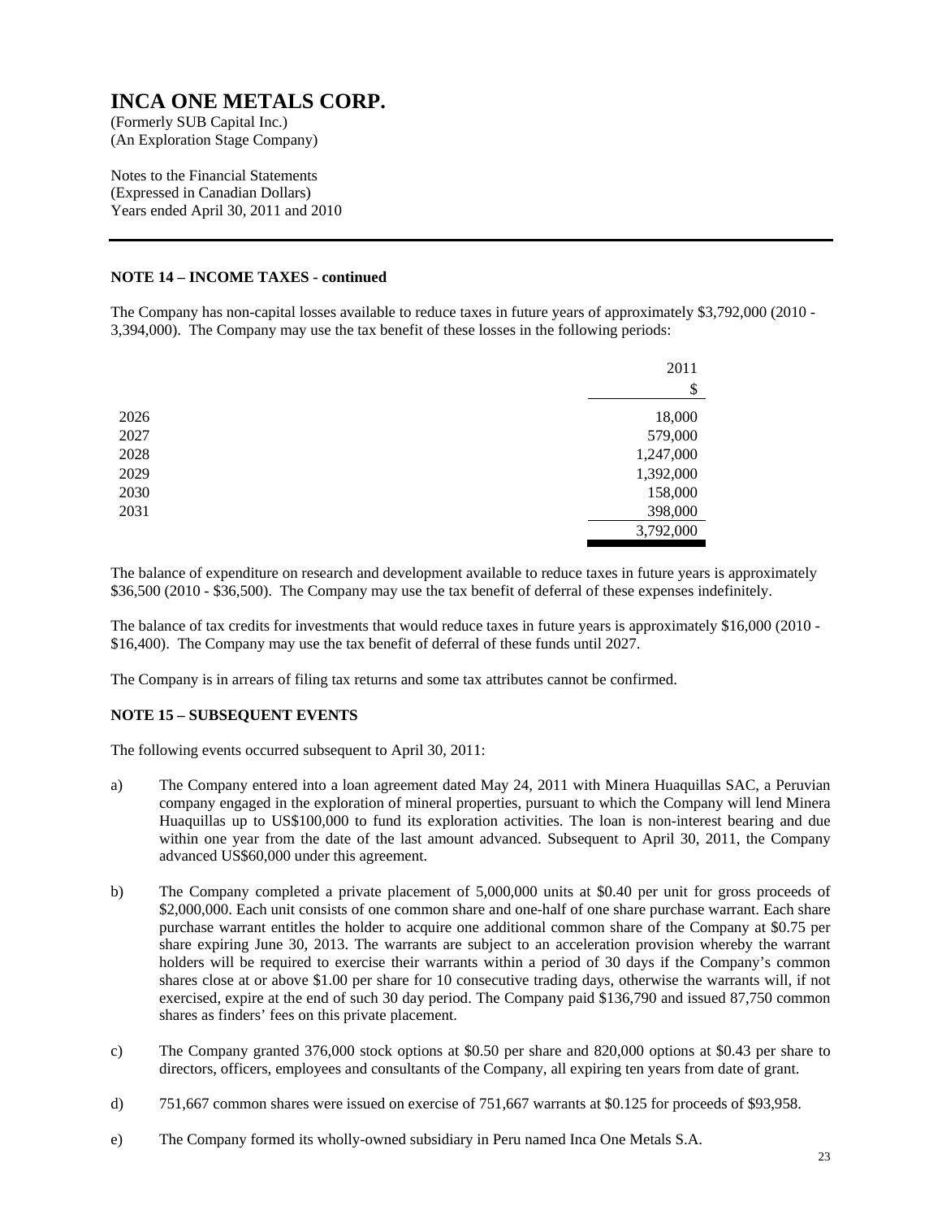# INCA ONE METALS CORP.

(Formerly SUB Capital Inc.)
(An Exploration Stage Company)

Notes to the Financial Statements
(Expressed in Canadian Dollars)
Years ended April 30, 2011 and 2010

**NOTE 14 – INCOME TAXES - continued**

The Company has non-capital losses available to reduce taxes in future years of approximately $3,792,000 (2010 - 3,394,000). The Company may use the tax benefit of these losses in the following periods:

| | 2011 |
|---|---|
| | $ |
| 2026 | 18,000 |
| 2027 | 579,000 |
| 2028 | 1,247,000 |
| 2029 | 1,392,000 |
| 2030 | 158,000 |
| 2031 | 398,000 |
| | 3,792,000 |

The balance of expenditure on research and development available to reduce taxes in future years is approximately $36,500 (2010 - $36,500). The Company may use the tax benefit of deferral of these expenses indefinitely.

The balance of tax credits for investments that would reduce taxes in future years is approximately $16,000 (2010 - $16,400). The Company may use the tax benefit of deferral of these funds until 2027.

The Company is in arrears of filing tax returns and some tax attributes cannot be confirmed.

**NOTE 15 – SUBSEQUENT EVENTS**

The following events occurred subsequent to April 30, 2011:

a) The Company entered into a loan agreement dated May 24, 2011 with Minera Huaquillas SAC, a Peruvian company engaged in the exploration of mineral properties, pursuant to which the Company will lend Minera Huaquillas up to US$100,000 to fund its exploration activities. The loan is non-interest bearing and due within one year from the date of the last amount advanced. Subsequent to April 30, 2011, the Company advanced US$60,000 under this agreement.

b) The Company completed a private placement of 5,000,000 units at $0.40 per unit for gross proceeds of $2,000,000. Each unit consists of one common share and one-half of one share purchase warrant. Each share purchase warrant entitles the holder to acquire one additional common share of the Company at $0.75 per share expiring June 30, 2013. The warrants are subject to an acceleration provision whereby the warrant holders will be required to exercise their warrants within a period of 30 days if the Company's common shares close at or above $1.00 per share for 10 consecutive trading days, otherwise the warrants will, if not exercised, expire at the end of such 30 day period. The Company paid $136,790 and issued 87,750 common shares as finders' fees on this private placement.

c) The Company granted 376,000 stock options at $0.50 per share and 820,000 options at $0.43 per share to directors, officers, employees and consultants of the Company, all expiring ten years from date of grant.

d) 751,667 common shares were issued on exercise of 751,667 warrants at $0.125 for proceeds of $93,958.

e) The Company formed its wholly-owned subsidiary in Peru named Inca One Metals S.A.